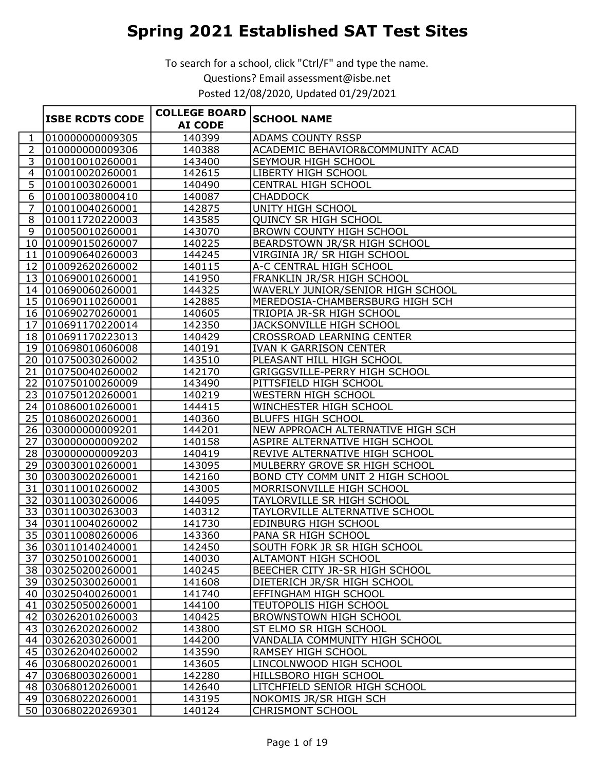# Spring 2021 Established SAT Test Sites

To search for a school, click "Ctrl/F" and type the name.

Questions? Email assessment@isbe.net

Posted 12/08/2020, Updated 01/29/2021

| | ISBE RCDTS CODE | COLLEGE BOARD AI CODE | SCHOOL NAME |
|---|---|---|---|
| 1 | 010000000009305 | 140399 | ADAMS COUNTY RSSP |
| 2 | 010000000009306 | 140388 | ACADEMIC BEHAVIOR&COMMUNITY ACAD |
| 3 | 010010010260001 | 143400 | SEYMOUR HIGH SCHOOL |
| 4 | 010010020260001 | 142615 | LIBERTY HIGH SCHOOL |
| 5 | 010010030260001 | 140490 | CENTRAL HIGH SCHOOL |
| 6 | 010010038000410 | 140087 | CHADDOCK |
| 7 | 010010040260001 | 142875 | UNITY HIGH SCHOOL |
| 8 | 010011720220003 | 143585 | QUINCY SR HIGH SCHOOL |
| 9 | 010050010260001 | 143070 | BROWN COUNTY HIGH SCHOOL |
| 10 | 010090150260007 | 140225 | BEARDSTOWN JR/SR HIGH SCHOOL |
| 11 | 010090640260003 | 144245 | VIRGINIA JR/ SR HIGH SCHOOL |
| 12 | 010092620260002 | 140115 | A-C CENTRAL HIGH SCHOOL |
| 13 | 010690010260001 | 141950 | FRANKLIN JR/SR HIGH SCHOOL |
| 14 | 010690060260001 | 144325 | WAVERLY JUNIOR/SENIOR HIGH SCHOOL |
| 15 | 010690110260001 | 142885 | MEREDOSIA-CHAMBERSBURG HIGH SCH |
| 16 | 010690270260001 | 140605 | TRIOPIA JR-SR HIGH SCHOOL |
| 17 | 010691170220014 | 142350 | JACKSONVILLE HIGH SCHOOL |
| 18 | 010691170223013 | 140429 | CROSSROAD LEARNING CENTER |
| 19 | 010698010606008 | 140191 | IVAN K GARRISON CENTER |
| 20 | 010750030260002 | 143510 | PLEASANT HILL HIGH SCHOOL |
| 21 | 010750040260002 | 142170 | GRIGGSVILLE-PERRY HIGH SCHOOL |
| 22 | 010750100260009 | 143490 | PITTSFIELD HIGH SCHOOL |
| 23 | 010750120260001 | 140219 | WESTERN HIGH SCHOOL |
| 24 | 010860010260001 | 144415 | WINCHESTER HIGH SCHOOL |
| 25 | 010860020260001 | 140360 | BLUFFS HIGH SCHOOL |
| 26 | 030000000009201 | 144201 | NEW APPROACH ALTERNATIVE HIGH SCH |
| 27 | 030000000009202 | 140158 | ASPIRE ALTERNATIVE HIGH SCHOOL |
| 28 | 030000000009203 | 140419 | REVIVE ALTERNATIVE HIGH SCHOOL |
| 29 | 030030010260001 | 143095 | MULBERRY GROVE SR HIGH SCHOOL |
| 30 | 030030020260001 | 142160 | BOND CTY COMM UNIT 2 HIGH SCHOOL |
| 31 | 030110010260002 | 143005 | MORRISONVILLE HIGH SCHOOL |
| 32 | 030110030260006 | 144095 | TAYLORVILLE SR HIGH SCHOOL |
| 33 | 030110030263003 | 140312 | TAYLORVILLE ALTERNATIVE SCHOOL |
| 34 | 030110040260002 | 141730 | EDINBURG HIGH SCHOOL |
| 35 | 030110080260006 | 143360 | PANA SR HIGH SCHOOL |
| 36 | 030110140240001 | 142450 | SOUTH FORK JR SR HIGH SCHOOL |
| 37 | 030250100260001 | 140030 | ALTAMONT HIGH SCHOOL |
| 38 | 030250200260001 | 140245 | BEECHER CITY JR-SR HIGH SCHOOL |
| 39 | 030250300260001 | 141608 | DIETERICH JR/SR HIGH SCHOOL |
| 40 | 030250400260001 | 141740 | EFFINGHAM HIGH SCHOOL |
| 41 | 030250500260001 | 144100 | TEUTOPOLIS HIGH SCHOOL |
| 42 | 030262010260003 | 140425 | BROWNSTOWN HIGH SCHOOL |
| 43 | 030262020260002 | 143800 | ST ELMO SR HIGH SCHOOL |
| 44 | 030262030260001 | 144200 | VANDALIA COMMUNITY HIGH SCHOOL |
| 45 | 030262040260002 | 143590 | RAMSEY HIGH SCHOOL |
| 46 | 030680020260001 | 143605 | LINCOLNWOOD HIGH SCHOOL |
| 47 | 030680030260001 | 142280 | HILLSBORO HIGH SCHOOL |
| 48 | 030680120260001 | 142640 | LITCHFIELD SENIOR HIGH SCHOOL |
| 49 | 030680220260001 | 143195 | NOKOMIS JR/SR HIGH SCH |
| 50 | 030680220269301 | 140124 | CHRISMONT SCHOOL |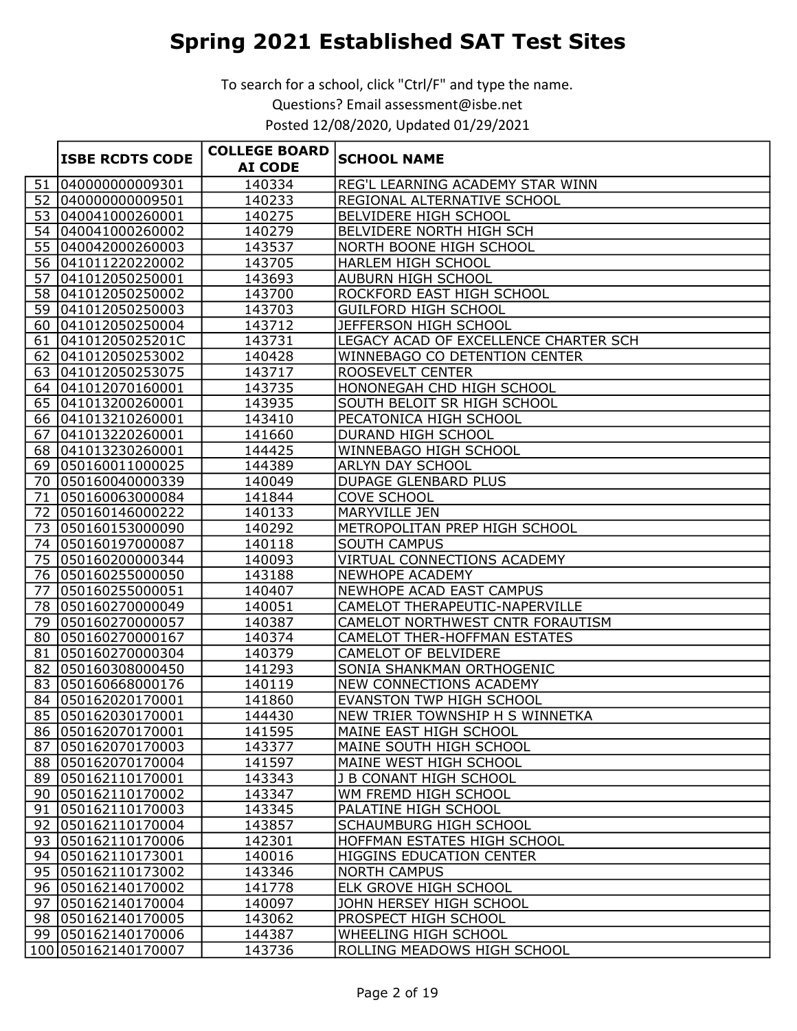# Spring 2021 Established SAT Test Sites

To search for a school, click "Ctrl/F" and type the name.

Questions? Email assessment@isbe.net

Posted 12/08/2020, Updated 01/29/2021

| | ISBE RCDTS CODE | COLLEGE BOARD AI CODE | SCHOOL NAME |
|---|---|---|---|
| 51 | 040000000009301 | 140334 | REG'L LEARNING ACADEMY STAR WINN |
| 52 | 040000000009501 | 140233 | REGIONAL ALTERNATIVE SCHOOL |
| 53 | 040041000260001 | 140275 | BELVIDERE HIGH SCHOOL |
| 54 | 040041000260002 | 140279 | BELVIDERE NORTH HIGH SCH |
| 55 | 040042000260003 | 143537 | NORTH BOONE HIGH SCHOOL |
| 56 | 041011220220002 | 143705 | HARLEM HIGH SCHOOL |
| 57 | 041012050250001 | 143693 | AUBURN HIGH SCHOOL |
| 58 | 041012050250002 | 143700 | ROCKFORD EAST HIGH SCHOOL |
| 59 | 041012050250003 | 143703 | GUILFORD HIGH SCHOOL |
| 60 | 041012050250004 | 143712 | JEFFERSON HIGH SCHOOL |
| 61 | 04101205025201C | 143731 | LEGACY ACAD OF EXCELLENCE CHARTER SCH |
| 62 | 041012050253002 | 140428 | WINNEBAGO CO DETENTION CENTER |
| 63 | 041012050253075 | 143717 | ROOSEVELT CENTER |
| 64 | 041012070160001 | 143735 | HONONEGAH CHD HIGH SCHOOL |
| 65 | 041013200260001 | 143935 | SOUTH BELOIT SR HIGH SCHOOL |
| 66 | 041013210260001 | 143410 | PECATONICA HIGH SCHOOL |
| 67 | 041013220260001 | 141660 | DURAND HIGH SCHOOL |
| 68 | 041013230260001 | 144425 | WINNEBAGO HIGH SCHOOL |
| 69 | 050160011000025 | 144389 | ARLYN DAY SCHOOL |
| 70 | 050160040000339 | 140049 | DUPAGE GLENBARD PLUS |
| 71 | 050160063000084 | 141844 | COVE SCHOOL |
| 72 | 050160146000222 | 140133 | MARYVILLE JEN |
| 73 | 050160153000090 | 140292 | METROPOLITAN PREP HIGH SCHOOL |
| 74 | 050160197000087 | 140118 | SOUTH CAMPUS |
| 75 | 050160200000344 | 140093 | VIRTUAL CONNECTIONS ACADEMY |
| 76 | 050160255000050 | 143188 | NEWHOPE ACADEMY |
| 77 | 050160255000051 | 140407 | NEWHOPE ACAD EAST CAMPUS |
| 78 | 050160270000049 | 140051 | CAMELOT THERAPEUTIC-NAPERVILLE |
| 79 | 050160270000057 | 140387 | CAMELOT NORTHWEST CNTR FORAUTISM |
| 80 | 050160270000167 | 140374 | CAMELOT THER-HOFFMAN ESTATES |
| 81 | 050160270000304 | 140379 | CAMELOT OF BELVIDERE |
| 82 | 050160308000450 | 141293 | SONIA SHANKMAN ORTHOGENIC |
| 83 | 050160668000176 | 140119 | NEW CONNECTIONS ACADEMY |
| 84 | 050162020170001 | 141860 | EVANSTON TWP HIGH SCHOOL |
| 85 | 050162030170001 | 144430 | NEW TRIER TOWNSHIP H S WINNETKA |
| 86 | 050162070170001 | 141595 | MAINE EAST HIGH SCHOOL |
| 87 | 050162070170003 | 143377 | MAINE SOUTH HIGH SCHOOL |
| 88 | 050162070170004 | 141597 | MAINE WEST HIGH SCHOOL |
| 89 | 050162110170001 | 143343 | J B CONANT HIGH SCHOOL |
| 90 | 050162110170002 | 143347 | WM FREMD HIGH SCHOOL |
| 91 | 050162110170003 | 143345 | PALATINE HIGH SCHOOL |
| 92 | 050162110170004 | 143857 | SCHAUMBURG HIGH SCHOOL |
| 93 | 050162110170006 | 142301 | HOFFMAN ESTATES HIGH SCHOOL |
| 94 | 050162110173001 | 140016 | HIGGINS EDUCATION CENTER |
| 95 | 050162110173002 | 143346 | NORTH CAMPUS |
| 96 | 050162140170002 | 141778 | ELK GROVE HIGH SCHOOL |
| 97 | 050162140170004 | 140097 | JOHN HERSEY HIGH SCHOOL |
| 98 | 050162140170005 | 143062 | PROSPECT HIGH SCHOOL |
| 99 | 050162140170006 | 144387 | WHEELING HIGH SCHOOL |
| 100 | 050162140170007 | 143736 | ROLLING MEADOWS HIGH SCHOOL |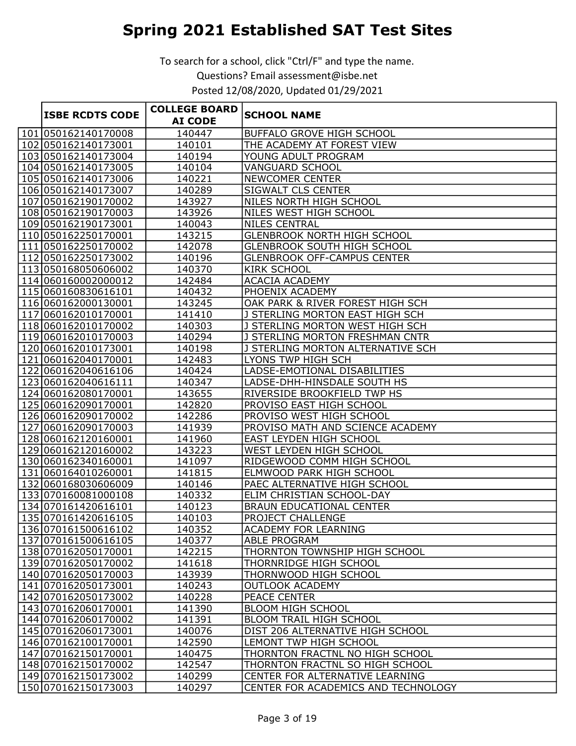# Spring 2021 Established SAT Test Sites

To search for a school, click "Ctrl/F" and type the name.

Questions? Email assessment@isbe.net

Posted 12/08/2020, Updated 01/29/2021

| | ISBE RCDTS CODE | COLLEGE BOARD AI CODE | SCHOOL NAME |
|---|---|---|---|
| 101 | 050162140170008 | 140447 | BUFFALO GROVE HIGH SCHOOL |
| 102 | 050162140173001 | 140101 | THE ACADEMY AT FOREST VIEW |
| 103 | 050162140173004 | 140194 | YOUNG ADULT PROGRAM |
| 104 | 050162140173005 | 140104 | VANGUARD SCHOOL |
| 105 | 050162140173006 | 140221 | NEWCOMER CENTER |
| 106 | 050162140173007 | 140289 | SIGWALT CLS CENTER |
| 107 | 050162190170002 | 143927 | NILES NORTH HIGH SCHOOL |
| 108 | 050162190170003 | 143926 | NILES WEST HIGH SCHOOL |
| 109 | 050162190173001 | 140043 | NILES CENTRAL |
| 110 | 050162250170001 | 143215 | GLENBROOK NORTH HIGH SCHOOL |
| 111 | 050162250170002 | 142078 | GLENBROOK SOUTH HIGH SCHOOL |
| 112 | 050162250173002 | 140196 | GLENBROOK OFF-CAMPUS CENTER |
| 113 | 050168050606002 | 140370 | KIRK SCHOOL |
| 114 | 060160002000012 | 142484 | ACACIA ACADEMY |
| 115 | 060160830616101 | 140432 | PHOENIX ACADEMY |
| 116 | 060162000130001 | 143245 | OAK PARK & RIVER FOREST HIGH SCH |
| 117 | 060162010170001 | 141410 | J STERLING MORTON EAST HIGH SCH |
| 118 | 060162010170002 | 140303 | J STERLING MORTON WEST HIGH SCH |
| 119 | 060162010170003 | 140294 | J STERLING MORTON FRESHMAN CNTR |
| 120 | 060162010173001 | 140198 | J STERLING MORTON ALTERNATIVE SCH |
| 121 | 060162040170001 | 142483 | LYONS TWP HIGH SCH |
| 122 | 060162040616106 | 140424 | LADSE-EMOTIONAL DISABILITIES |
| 123 | 060162040616111 | 140347 | LADSE-DHH-HINSDALE SOUTH HS |
| 124 | 060162080170001 | 143655 | RIVERSIDE BROOKFIELD TWP HS |
| 125 | 060162090170001 | 142820 | PROVISO EAST HIGH SCHOOL |
| 126 | 060162090170002 | 142286 | PROVISO WEST HIGH SCHOOL |
| 127 | 060162090170003 | 141939 | PROVISO MATH AND SCIENCE ACADEMY |
| 128 | 060162120160001 | 141960 | EAST LEYDEN HIGH SCHOOL |
| 129 | 060162120160002 | 143223 | WEST LEYDEN HIGH SCHOOL |
| 130 | 060162340160001 | 141097 | RIDGEWOOD COMM HIGH SCHOOL |
| 131 | 060164010260001 | 141815 | ELMWOOD PARK HIGH SCHOOL |
| 132 | 060168030606009 | 140146 | PAEC ALTERNATIVE HIGH SCHOOL |
| 133 | 070160081000108 | 140332 | ELIM CHRISTIAN SCHOOL-DAY |
| 134 | 070161420616101 | 140123 | BRAUN EDUCATIONAL CENTER |
| 135 | 070161420616105 | 140103 | PROJECT CHALLENGE |
| 136 | 070161500616102 | 140352 | ACADEMY FOR LEARNING |
| 137 | 070161500616105 | 140377 | ABLE PROGRAM |
| 138 | 070162050170001 | 142215 | THORNTON TOWNSHIP HIGH SCHOOL |
| 139 | 070162050170002 | 141618 | THORNRIDGE HIGH SCHOOL |
| 140 | 070162050170003 | 143939 | THORNWOOD HIGH SCHOOL |
| 141 | 070162050173001 | 140243 | OUTLOOK ACADEMY |
| 142 | 070162050173002 | 140228 | PEACE CENTER |
| 143 | 070162060170001 | 141390 | BLOOM HIGH SCHOOL |
| 144 | 070162060170002 | 141391 | BLOOM TRAIL HIGH SCHOOL |
| 145 | 070162060173001 | 140076 | DIST 206 ALTERNATIVE HIGH SCHOOL |
| 146 | 070162100170001 | 142590 | LEMONT TWP HIGH SCHOOL |
| 147 | 070162150170001 | 140475 | THORNTON FRACTNL NO HIGH SCHOOL |
| 148 | 070162150170002 | 142547 | THORNTON FRACTNL SO HIGH SCHOOL |
| 149 | 070162150173002 | 140299 | CENTER FOR ALTERNATIVE LEARNING |
| 150 | 070162150173003 | 140297 | CENTER FOR ACADEMICS AND TECHNOLOGY |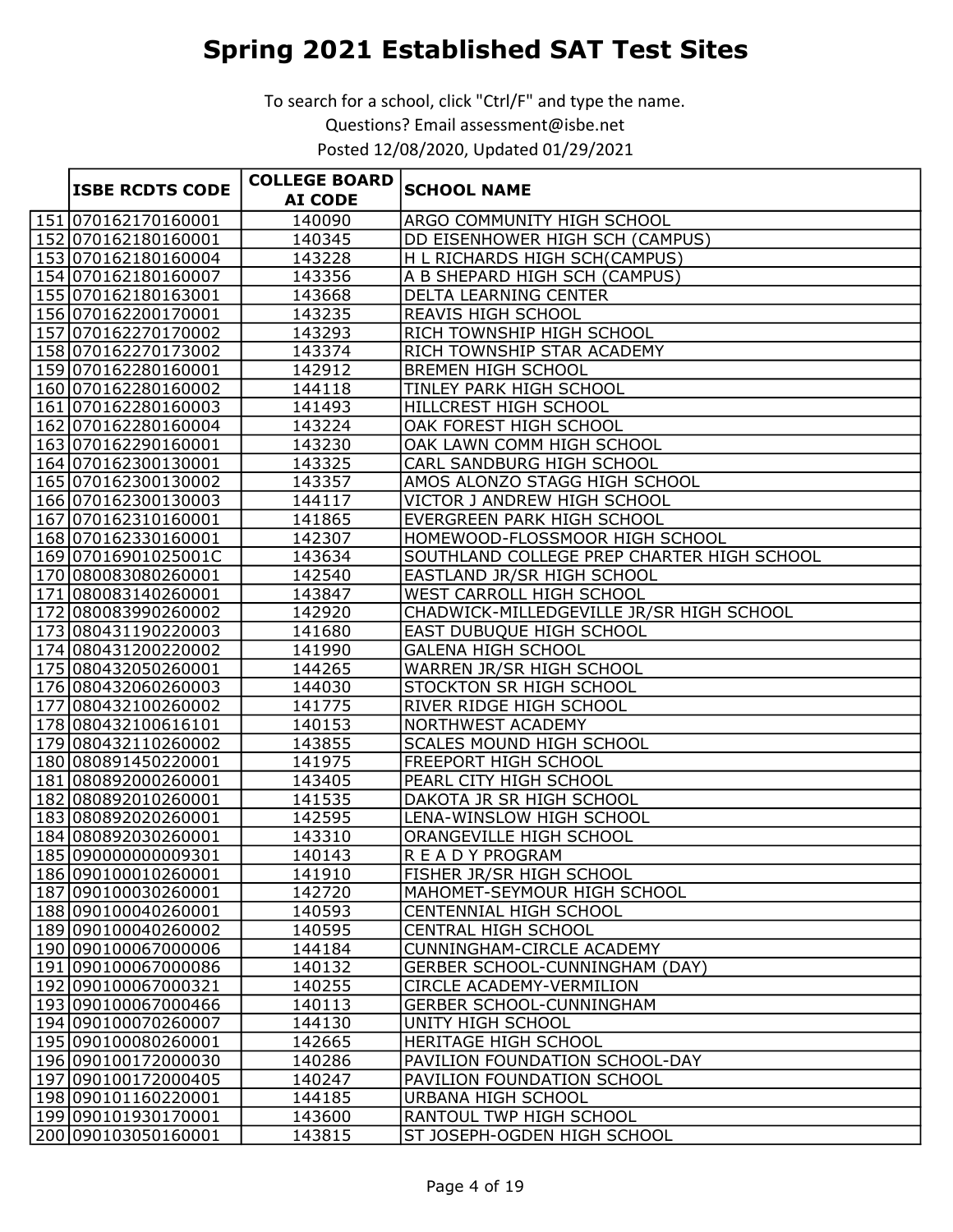# Spring 2021 Established SAT Test Sites

To search for a school, click "Ctrl/F" and type the name.
Questions? Email assessment@isbe.net
Posted 12/08/2020, Updated 01/29/2021

| | ISBE RCDTS CODE | COLLEGE BOARD AI CODE | SCHOOL NAME |
|---|---|---|---|
| 151 | 070162170160001 | 140090 | ARGO COMMUNITY HIGH SCHOOL |
| 152 | 070162180160001 | 140345 | DD EISENHOWER HIGH SCH (CAMPUS) |
| 153 | 070162180160004 | 143228 | H L RICHARDS HIGH SCH(CAMPUS) |
| 154 | 070162180160007 | 143356 | A B SHEPARD HIGH SCH (CAMPUS) |
| 155 | 070162180163001 | 143668 | DELTA LEARNING CENTER |
| 156 | 070162200170001 | 143235 | REAVIS HIGH SCHOOL |
| 157 | 070162270170002 | 143293 | RICH TOWNSHIP HIGH SCHOOL |
| 158 | 070162270173002 | 143374 | RICH TOWNSHIP STAR ACADEMY |
| 159 | 070162280160001 | 142912 | BREMEN HIGH SCHOOL |
| 160 | 070162280160002 | 144118 | TINLEY PARK HIGH SCHOOL |
| 161 | 070162280160003 | 141493 | HILLCREST HIGH SCHOOL |
| 162 | 070162280160004 | 143224 | OAK FOREST HIGH SCHOOL |
| 163 | 070162290160001 | 143230 | OAK LAWN COMM HIGH SCHOOL |
| 164 | 070162300130001 | 143325 | CARL SANDBURG HIGH SCHOOL |
| 165 | 070162300130002 | 143357 | AMOS ALONZO STAGG HIGH SCHOOL |
| 166 | 070162300130003 | 144117 | VICTOR J ANDREW HIGH SCHOOL |
| 167 | 070162310160001 | 141865 | EVERGREEN PARK HIGH SCHOOL |
| 168 | 070162330160001 | 142307 | HOMEWOOD-FLOSSMOOR HIGH SCHOOL |
| 169 | 07016901025001C | 143634 | SOUTHLAND COLLEGE PREP CHARTER HIGH SCHOOL |
| 170 | 080083080260001 | 142540 | EASTLAND JR/SR HIGH SCHOOL |
| 171 | 080083140260001 | 143847 | WEST CARROLL HIGH SCHOOL |
| 172 | 080083990260002 | 142920 | CHADWICK-MILLEDGEVILLE JR/SR HIGH SCHOOL |
| 173 | 080431190220003 | 141680 | EAST DUBUQUE HIGH SCHOOL |
| 174 | 080431200220002 | 141990 | GALENA HIGH SCHOOL |
| 175 | 080432050260001 | 144265 | WARREN JR/SR HIGH SCHOOL |
| 176 | 080432060260003 | 144030 | STOCKTON SR HIGH SCHOOL |
| 177 | 080432100260002 | 141775 | RIVER RIDGE HIGH SCHOOL |
| 178 | 080432100616101 | 140153 | NORTHWEST ACADEMY |
| 179 | 080432110260002 | 143855 | SCALES MOUND HIGH SCHOOL |
| 180 | 080891450220001 | 141975 | FREEPORT HIGH SCHOOL |
| 181 | 080892000260001 | 143405 | PEARL CITY HIGH SCHOOL |
| 182 | 080892010260001 | 141535 | DAKOTA JR SR HIGH SCHOOL |
| 183 | 080892020260001 | 142595 | LENA-WINSLOW HIGH SCHOOL |
| 184 | 080892030260001 | 143310 | ORANGEVILLE HIGH SCHOOL |
| 185 | 090000000009301 | 140143 | R E A D Y PROGRAM |
| 186 | 090100010260001 | 141910 | FISHER JR/SR HIGH SCHOOL |
| 187 | 090100030260001 | 142720 | MAHOMET-SEYMOUR HIGH SCHOOL |
| 188 | 090100040260001 | 140593 | CENTENNIAL HIGH SCHOOL |
| 189 | 090100040260002 | 140595 | CENTRAL HIGH SCHOOL |
| 190 | 090100067000006 | 144184 | CUNNINGHAM-CIRCLE ACADEMY |
| 191 | 090100067000086 | 140132 | GERBER SCHOOL-CUNNINGHAM (DAY) |
| 192 | 090100067000321 | 140255 | CIRCLE ACADEMY-VERMILION |
| 193 | 090100067000466 | 140113 | GERBER SCHOOL-CUNNINGHAM |
| 194 | 090100070260007 | 144130 | UNITY HIGH SCHOOL |
| 195 | 090100080260001 | 142665 | HERITAGE HIGH SCHOOL |
| 196 | 090100172000030 | 140286 | PAVILION FOUNDATION SCHOOL-DAY |
| 197 | 090100172000405 | 140247 | PAVILION FOUNDATION SCHOOL |
| 198 | 090101160220001 | 144185 | URBANA HIGH SCHOOL |
| 199 | 090101930170001 | 143600 | RANTOUL TWP HIGH SCHOOL |
| 200 | 090103050160001 | 143815 | ST JOSEPH-OGDEN HIGH SCHOOL |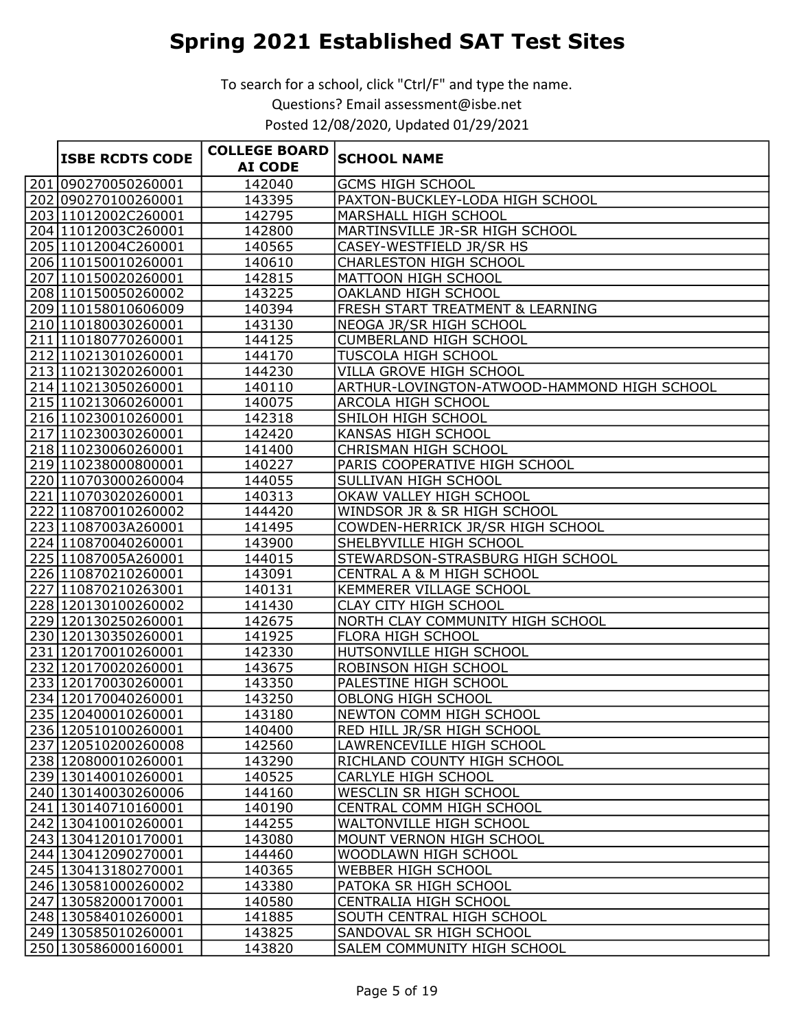# Spring 2021 Established SAT Test Sites

To search for a school, click "Ctrl/F" and type the name.

Questions? Email assessment@isbe.net

Posted 12/08/2020, Updated 01/29/2021

| | ISBE RCDTS CODE | COLLEGE BOARD AI CODE | SCHOOL NAME |
|---|---|---|---|
| 201 | 090270050260001 | 142040 | GCMS HIGH SCHOOL |
| 202 | 090270100260001 | 143395 | PAXTON-BUCKLEY-LODA HIGH SCHOOL |
| 203 | 11012002C260001 | 142795 | MARSHALL HIGH SCHOOL |
| 204 | 11012003C260001 | 142800 | MARTINSVILLE JR-SR HIGH SCHOOL |
| 205 | 11012004C260001 | 140565 | CASEY-WESTFIELD JR/SR HS |
| 206 | 110150010260001 | 140610 | CHARLESTON HIGH SCHOOL |
| 207 | 110150020260001 | 142815 | MATTOON HIGH SCHOOL |
| 208 | 110150050260002 | 143225 | OAKLAND HIGH SCHOOL |
| 209 | 110158010606009 | 140394 | FRESH START TREATMENT & LEARNING |
| 210 | 110180030260001 | 143130 | NEOGA JR/SR HIGH SCHOOL |
| 211 | 110180770260001 | 144125 | CUMBERLAND HIGH SCHOOL |
| 212 | 110213010260001 | 144170 | TUSCOLA HIGH SCHOOL |
| 213 | 110213020260001 | 144230 | VILLA GROVE HIGH SCHOOL |
| 214 | 110213050260001 | 140110 | ARTHUR-LOVINGTON-ATWOOD-HAMMOND HIGH SCHOOL |
| 215 | 110213060260001 | 140075 | ARCOLA HIGH SCHOOL |
| 216 | 110230010260001 | 142318 | SHILOH HIGH SCHOOL |
| 217 | 110230030260001 | 142420 | KANSAS HIGH SCHOOL |
| 218 | 110230060260001 | 141400 | CHRISMAN HIGH SCHOOL |
| 219 | 110238000800001 | 140227 | PARIS COOPERATIVE HIGH SCHOOL |
| 220 | 110703000260004 | 144055 | SULLIVAN HIGH SCHOOL |
| 221 | 110703020260001 | 140313 | OKAW VALLEY HIGH SCHOOL |
| 222 | 110870010260002 | 144420 | WINDSOR JR & SR HIGH SCHOOL |
| 223 | 11087003A260001 | 141495 | COWDEN-HERRICK JR/SR HIGH SCHOOL |
| 224 | 110870040260001 | 143900 | SHELBYVILLE HIGH SCHOOL |
| 225 | 11087005A260001 | 144015 | STEWARDSON-STRASBURG HIGH SCHOOL |
| 226 | 110870210260001 | 143091 | CENTRAL A & M HIGH SCHOOL |
| 227 | 110870210263001 | 140131 | KEMMERER VILLAGE SCHOOL |
| 228 | 120130100260002 | 141430 | CLAY CITY HIGH SCHOOL |
| 229 | 120130250260001 | 142675 | NORTH CLAY COMMUNITY HIGH SCHOOL |
| 230 | 120130350260001 | 141925 | FLORA HIGH SCHOOL |
| 231 | 120170010260001 | 142330 | HUTSONVILLE HIGH SCHOOL |
| 232 | 120170020260001 | 143675 | ROBINSON HIGH SCHOOL |
| 233 | 120170030260001 | 143350 | PALESTINE HIGH SCHOOL |
| 234 | 120170040260001 | 143250 | OBLONG HIGH SCHOOL |
| 235 | 120400010260001 | 143180 | NEWTON COMM HIGH SCHOOL |
| 236 | 120510100260001 | 140400 | RED HILL JR/SR HIGH SCHOOL |
| 237 | 120510200260008 | 142560 | LAWRENCEVILLE HIGH SCHOOL |
| 238 | 120800010260001 | 143290 | RICHLAND COUNTY HIGH SCHOOL |
| 239 | 130140010260001 | 140525 | CARLYLE HIGH SCHOOL |
| 240 | 130140030260006 | 144160 | WESCLIN SR HIGH SCHOOL |
| 241 | 130140710160001 | 140190 | CENTRAL COMM HIGH SCHOOL |
| 242 | 130410010260001 | 144255 | WALTONVILLE HIGH SCHOOL |
| 243 | 130412010170001 | 143080 | MOUNT VERNON HIGH SCHOOL |
| 244 | 130412090270001 | 144460 | WOODLAWN HIGH SCHOOL |
| 245 | 130413180270001 | 140365 | WEBBER HIGH SCHOOL |
| 246 | 130581000260002 | 143380 | PATOKA SR HIGH SCHOOL |
| 247 | 130582000170001 | 140580 | CENTRALIA HIGH SCHOOL |
| 248 | 130584010260001 | 141885 | SOUTH CENTRAL HIGH SCHOOL |
| 249 | 130585010260001 | 143825 | SANDOVAL SR HIGH SCHOOL |
| 250 | 130586000160001 | 143820 | SALEM COMMUNITY HIGH SCHOOL |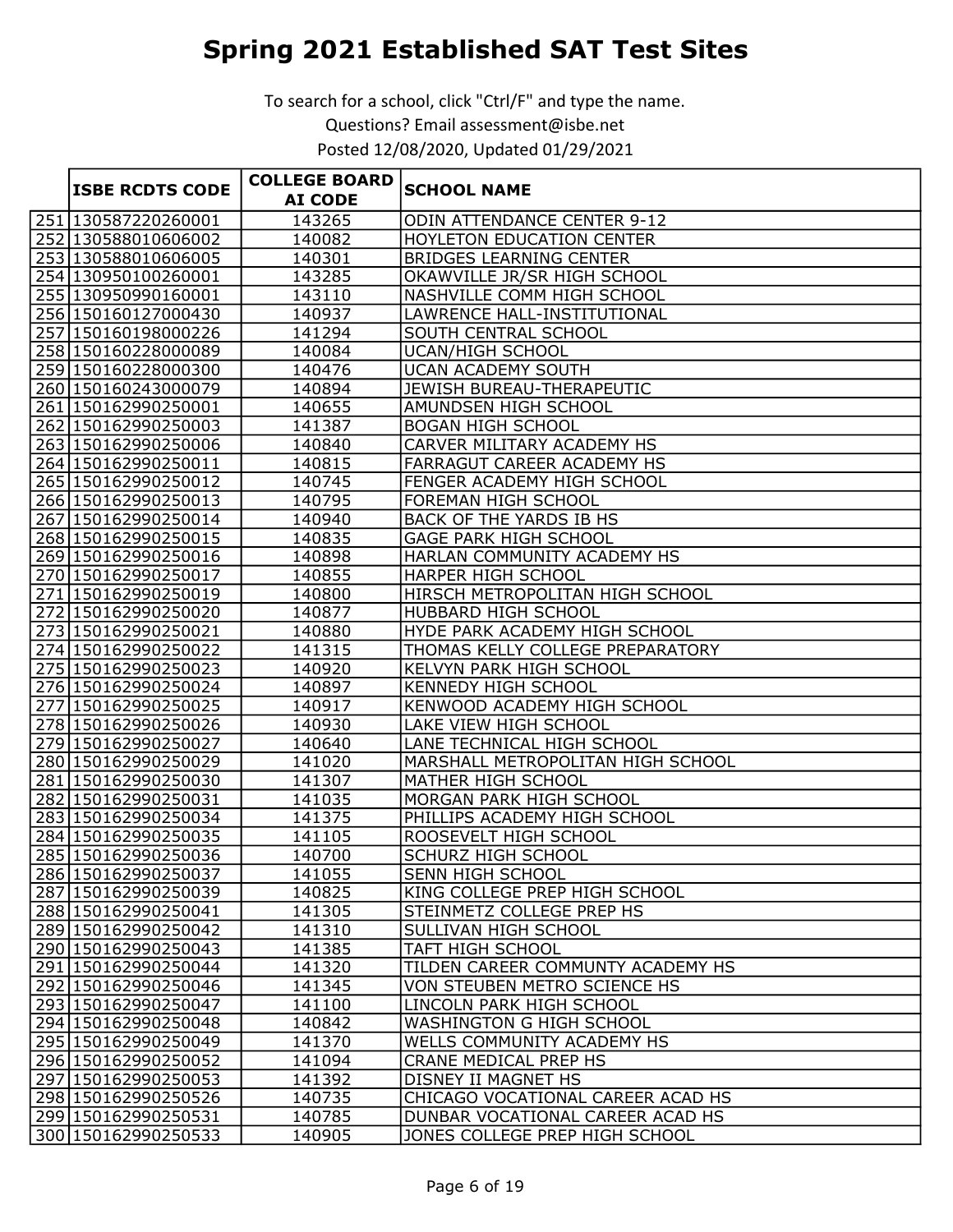# Spring 2021 Established SAT Test Sites

To search for a school, click "Ctrl/F" and type the name.

Questions? Email assessment@isbe.net

Posted 12/08/2020, Updated 01/29/2021

| | ISBE RCDTS CODE | COLLEGE BOARD AI CODE | SCHOOL NAME |
|---|---|---|---|
| 251 | 130587220260001 | 143265 | ODIN ATTENDANCE CENTER 9-12 |
| 252 | 130588010606002 | 140082 | HOYLETON EDUCATION CENTER |
| 253 | 130588010606005 | 140301 | BRIDGES LEARNING CENTER |
| 254 | 130950100260001 | 143285 | OKAWVILLE JR/SR HIGH SCHOOL |
| 255 | 130950990160001 | 143110 | NASHVILLE COMM HIGH SCHOOL |
| 256 | 150160127000430 | 140937 | LAWRENCE HALL-INSTITUTIONAL |
| 257 | 150160198000226 | 141294 | SOUTH CENTRAL SCHOOL |
| 258 | 150160228000089 | 140084 | UCAN/HIGH SCHOOL |
| 259 | 150160228000300 | 140476 | UCAN ACADEMY SOUTH |
| 260 | 150160243000079 | 140894 | JEWISH BUREAU-THERAPEUTIC |
| 261 | 150162990250001 | 140655 | AMUNDSEN HIGH SCHOOL |
| 262 | 150162990250003 | 141387 | BOGAN HIGH SCHOOL |
| 263 | 150162990250006 | 140840 | CARVER MILITARY ACADEMY HS |
| 264 | 150162990250011 | 140815 | FARRAGUT CAREER ACADEMY HS |
| 265 | 150162990250012 | 140745 | FENGER ACADEMY HIGH SCHOOL |
| 266 | 150162990250013 | 140795 | FOREMAN HIGH SCHOOL |
| 267 | 150162990250014 | 140940 | BACK OF THE YARDS IB HS |
| 268 | 150162990250015 | 140835 | GAGE PARK HIGH SCHOOL |
| 269 | 150162990250016 | 140898 | HARLAN COMMUNITY ACADEMY HS |
| 270 | 150162990250017 | 140855 | HARPER HIGH SCHOOL |
| 271 | 150162990250019 | 140800 | HIRSCH METROPOLITAN HIGH SCHOOL |
| 272 | 150162990250020 | 140877 | HUBBARD HIGH SCHOOL |
| 273 | 150162990250021 | 140880 | HYDE PARK ACADEMY HIGH SCHOOL |
| 274 | 150162990250022 | 141315 | THOMAS KELLY COLLEGE PREPARATORY |
| 275 | 150162990250023 | 140920 | KELVYN PARK HIGH SCHOOL |
| 276 | 150162990250024 | 140897 | KENNEDY HIGH SCHOOL |
| 277 | 150162990250025 | 140917 | KENWOOD ACADEMY HIGH SCHOOL |
| 278 | 150162990250026 | 140930 | LAKE VIEW HIGH SCHOOL |
| 279 | 150162990250027 | 140640 | LANE TECHNICAL HIGH SCHOOL |
| 280 | 150162990250029 | 141020 | MARSHALL METROPOLITAN HIGH SCHOOL |
| 281 | 150162990250030 | 141307 | MATHER HIGH SCHOOL |
| 282 | 150162990250031 | 141035 | MORGAN PARK HIGH SCHOOL |
| 283 | 150162990250034 | 141375 | PHILLIPS ACADEMY HIGH SCHOOL |
| 284 | 150162990250035 | 141105 | ROOSEVELT HIGH SCHOOL |
| 285 | 150162990250036 | 140700 | SCHURZ HIGH SCHOOL |
| 286 | 150162990250037 | 141055 | SENN HIGH SCHOOL |
| 287 | 150162990250039 | 140825 | KING COLLEGE PREP HIGH SCHOOL |
| 288 | 150162990250041 | 141305 | STEINMETZ COLLEGE PREP HS |
| 289 | 150162990250042 | 141310 | SULLIVAN HIGH SCHOOL |
| 290 | 150162990250043 | 141385 | TAFT HIGH SCHOOL |
| 291 | 150162990250044 | 141320 | TILDEN CAREER COMMUNTY ACADEMY HS |
| 292 | 150162990250046 | 141345 | VON STEUBEN METRO SCIENCE HS |
| 293 | 150162990250047 | 141100 | LINCOLN PARK HIGH SCHOOL |
| 294 | 150162990250048 | 140842 | WASHINGTON G HIGH SCHOOL |
| 295 | 150162990250049 | 141370 | WELLS COMMUNITY ACADEMY HS |
| 296 | 150162990250052 | 141094 | CRANE MEDICAL PREP HS |
| 297 | 150162990250053 | 141392 | DISNEY II MAGNET HS |
| 298 | 150162990250526 | 140735 | CHICAGO VOCATIONAL CAREER ACAD HS |
| 299 | 150162990250531 | 140785 | DUNBAR VOCATIONAL CAREER ACAD HS |
| 300 | 150162990250533 | 140905 | JONES COLLEGE PREP HIGH SCHOOL |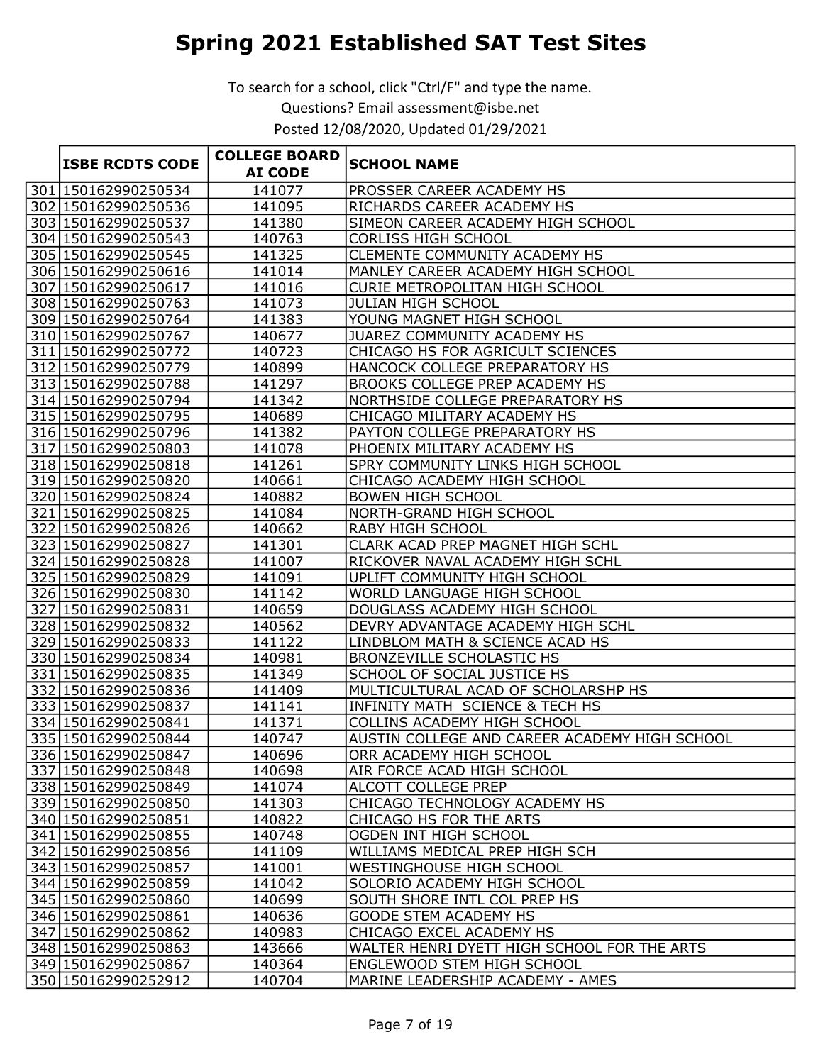# Spring 2021 Established SAT Test Sites

To search for a school, click "Ctrl/F" and type the name.

Questions? Email assessment@isbe.net

Posted 12/08/2020, Updated 01/29/2021

| | ISBE RCDTS CODE | COLLEGE BOARD AI CODE | SCHOOL NAME |
|---|---|---|---|
| 301 | 150162990250534 | 141077 | PROSSER CAREER ACADEMY HS |
| 302 | 150162990250536 | 141095 | RICHARDS CAREER ACADEMY HS |
| 303 | 150162990250537 | 141380 | SIMEON CAREER ACADEMY HIGH SCHOOL |
| 304 | 150162990250543 | 140763 | CORLISS HIGH SCHOOL |
| 305 | 150162990250545 | 141325 | CLEMENTE COMMUNITY ACADEMY HS |
| 306 | 150162990250616 | 141014 | MANLEY CAREER ACADEMY HIGH SCHOOL |
| 307 | 150162990250617 | 141016 | CURIE METROPOLITAN HIGH SCHOOL |
| 308 | 150162990250763 | 141073 | JULIAN HIGH SCHOOL |
| 309 | 150162990250764 | 141383 | YOUNG MAGNET HIGH SCHOOL |
| 310 | 150162990250767 | 140677 | JUAREZ COMMUNITY ACADEMY HS |
| 311 | 150162990250772 | 140723 | CHICAGO HS FOR AGRICULT SCIENCES |
| 312 | 150162990250779 | 140899 | HANCOCK COLLEGE PREPARATORY HS |
| 313 | 150162990250788 | 141297 | BROOKS COLLEGE PREP ACADEMY HS |
| 314 | 150162990250794 | 141342 | NORTHSIDE COLLEGE PREPARATORY HS |
| 315 | 150162990250795 | 140689 | CHICAGO MILITARY ACADEMY HS |
| 316 | 150162990250796 | 141382 | PAYTON COLLEGE PREPARATORY HS |
| 317 | 150162990250803 | 141078 | PHOENIX MILITARY ACADEMY HS |
| 318 | 150162990250818 | 141261 | SPRY COMMUNITY LINKS HIGH SCHOOL |
| 319 | 150162990250820 | 140661 | CHICAGO ACADEMY HIGH SCHOOL |
| 320 | 150162990250824 | 140882 | BOWEN HIGH SCHOOL |
| 321 | 150162990250825 | 141084 | NORTH-GRAND HIGH SCHOOL |
| 322 | 150162990250826 | 140662 | RABY HIGH SCHOOL |
| 323 | 150162990250827 | 141301 | CLARK ACAD PREP MAGNET HIGH SCHL |
| 324 | 150162990250828 | 141007 | RICKOVER NAVAL ACADEMY HIGH SCHL |
| 325 | 150162990250829 | 141091 | UPLIFT COMMUNITY HIGH SCHOOL |
| 326 | 150162990250830 | 141142 | WORLD LANGUAGE HIGH SCHOOL |
| 327 | 150162990250831 | 140659 | DOUGLASS ACADEMY HIGH SCHOOL |
| 328 | 150162990250832 | 140562 | DEVRY ADVANTAGE ACADEMY HIGH SCHL |
| 329 | 150162990250833 | 141122 | LINDBLOM MATH & SCIENCE ACAD HS |
| 330 | 150162990250834 | 140981 | BRONZEVILLE SCHOLASTIC HS |
| 331 | 150162990250835 | 141349 | SCHOOL OF SOCIAL JUSTICE HS |
| 332 | 150162990250836 | 141409 | MULTICULTURAL ACAD OF SCHOLARSHP HS |
| 333 | 150162990250837 | 141141 | INFINITY MATH SCIENCE & TECH HS |
| 334 | 150162990250841 | 141371 | COLLINS ACADEMY HIGH SCHOOL |
| 335 | 150162990250844 | 140747 | AUSTIN COLLEGE AND CAREER ACADEMY HIGH SCHOOL |
| 336 | 150162990250847 | 140696 | ORR ACADEMY HIGH SCHOOL |
| 337 | 150162990250848 | 140698 | AIR FORCE ACAD HIGH SCHOOL |
| 338 | 150162990250849 | 141074 | ALCOTT COLLEGE PREP |
| 339 | 150162990250850 | 141303 | CHICAGO TECHNOLOGY ACADEMY HS |
| 340 | 150162990250851 | 140822 | CHICAGO HS FOR THE ARTS |
| 341 | 150162990250855 | 140748 | OGDEN INT HIGH SCHOOL |
| 342 | 150162990250856 | 141109 | WILLIAMS MEDICAL PREP HIGH SCH |
| 343 | 150162990250857 | 141001 | WESTINGHOUSE HIGH SCHOOL |
| 344 | 150162990250859 | 141042 | SOLORIO ACADEMY HIGH SCHOOL |
| 345 | 150162990250860 | 140699 | SOUTH SHORE INTL COL PREP HS |
| 346 | 150162990250861 | 140636 | GOODE STEM ACADEMY HS |
| 347 | 150162990250862 | 140983 | CHICAGO EXCEL ACADEMY HS |
| 348 | 150162990250863 | 143666 | WALTER HENRI DYETT HIGH SCHOOL FOR THE ARTS |
| 349 | 150162990250867 | 140364 | ENGLEWOOD STEM HIGH SCHOOL |
| 350 | 150162990252912 | 140704 | MARINE LEADERSHIP ACADEMY - AMES |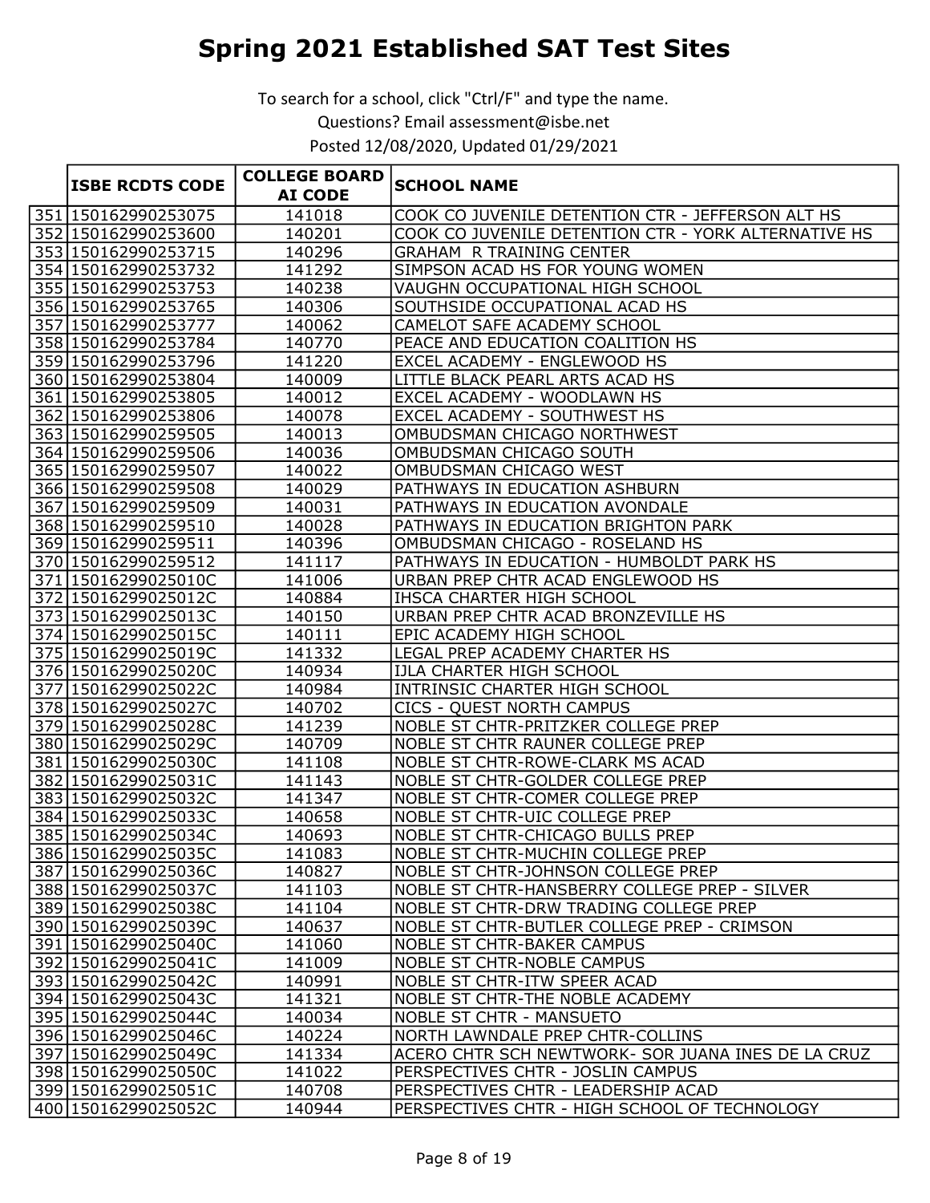# Spring 2021 Established SAT Test Sites

To search for a school, click "Ctrl/F" and type the name.
Questions? Email assessment@isbe.net
Posted 12/08/2020, Updated 01/29/2021

| | ISBE RCDTS CODE | COLLEGE BOARD AI CODE | SCHOOL NAME |
|---|---|---|---|
| 351 | 150162990253075 | 141018 | COOK CO JUVENILE DETENTION CTR - JEFFERSON ALT HS |
| 352 | 150162990253600 | 140201 | COOK CO JUVENILE DETENTION CTR - YORK ALTERNATIVE HS |
| 353 | 150162990253715 | 140296 | GRAHAM R TRAINING CENTER |
| 354 | 150162990253732 | 141292 | SIMPSON ACAD HS FOR YOUNG WOMEN |
| 355 | 150162990253753 | 140238 | VAUGHN OCCUPATIONAL HIGH SCHOOL |
| 356 | 150162990253765 | 140306 | SOUTHSIDE OCCUPATIONAL ACAD HS |
| 357 | 150162990253777 | 140062 | CAMELOT SAFE ACADEMY SCHOOL |
| 358 | 150162990253784 | 140770 | PEACE AND EDUCATION COALITION HS |
| 359 | 150162990253796 | 141220 | EXCEL ACADEMY - ENGLEWOOD HS |
| 360 | 150162990253804 | 140009 | LITTLE BLACK PEARL ARTS ACAD HS |
| 361 | 150162990253805 | 140012 | EXCEL ACADEMY - WOODLAWN HS |
| 362 | 150162990253806 | 140078 | EXCEL ACADEMY - SOUTHWEST HS |
| 363 | 150162990259505 | 140013 | OMBUDSMAN CHICAGO NORTHWEST |
| 364 | 150162990259506 | 140036 | OMBUDSMAN CHICAGO SOUTH |
| 365 | 150162990259507 | 140022 | OMBUDSMAN CHICAGO WEST |
| 366 | 150162990259508 | 140029 | PATHWAYS IN EDUCATION ASHBURN |
| 367 | 150162990259509 | 140031 | PATHWAYS IN EDUCATION AVONDALE |
| 368 | 150162990259510 | 140028 | PATHWAYS IN EDUCATION BRIGHTON PARK |
| 369 | 150162990259511 | 140396 | OMBUDSMAN CHICAGO - ROSELAND HS |
| 370 | 150162990259512 | 141117 | PATHWAYS IN EDUCATION - HUMBOLDT PARK HS |
| 371 | 15016299025010C | 141006 | URBAN PREP CHTR ACAD ENGLEWOOD HS |
| 372 | 15016299025012C | 140884 | IHSCA CHARTER HIGH SCHOOL |
| 373 | 15016299025013C | 140150 | URBAN PREP CHTR ACAD BRONZEVILLE HS |
| 374 | 15016299025015C | 140111 | EPIC ACADEMY HIGH SCHOOL |
| 375 | 15016299025019C | 141332 | LEGAL PREP ACADEMY CHARTER HS |
| 376 | 15016299025020C | 140934 | IJLA CHARTER HIGH SCHOOL |
| 377 | 15016299025022C | 140984 | INTRINSIC CHARTER HIGH SCHOOL |
| 378 | 15016299025027C | 140702 | CICS - QUEST NORTH CAMPUS |
| 379 | 15016299025028C | 141239 | NOBLE ST CHTR-PRITZKER COLLEGE PREP |
| 380 | 15016299025029C | 140709 | NOBLE ST CHTR RAUNER COLLEGE PREP |
| 381 | 15016299025030C | 141108 | NOBLE ST CHTR-ROWE-CLARK MS ACAD |
| 382 | 15016299025031C | 141143 | NOBLE ST CHTR-GOLDER COLLEGE PREP |
| 383 | 15016299025032C | 141347 | NOBLE ST CHTR-COMER COLLEGE PREP |
| 384 | 15016299025033C | 140658 | NOBLE ST CHTR-UIC COLLEGE PREP |
| 385 | 15016299025034C | 140693 | NOBLE ST CHTR-CHICAGO BULLS PREP |
| 386 | 15016299025035C | 141083 | NOBLE ST CHTR-MUCHIN COLLEGE PREP |
| 387 | 15016299025036C | 140827 | NOBLE ST CHTR-JOHNSON COLLEGE PREP |
| 388 | 15016299025037C | 141103 | NOBLE ST CHTR-HANSBERRY COLLEGE PREP - SILVER |
| 389 | 15016299025038C | 141104 | NOBLE ST CHTR-DRW TRADING COLLEGE PREP |
| 390 | 15016299025039C | 140637 | NOBLE ST CHTR-BUTLER COLLEGE PREP - CRIMSON |
| 391 | 15016299025040C | 141060 | NOBLE ST CHTR-BAKER CAMPUS |
| 392 | 15016299025041C | 141009 | NOBLE ST CHTR-NOBLE CAMPUS |
| 393 | 15016299025042C | 140991 | NOBLE ST CHTR-ITW SPEER ACAD |
| 394 | 15016299025043C | 141321 | NOBLE ST CHTR-THE NOBLE ACADEMY |
| 395 | 15016299025044C | 140034 | NOBLE ST CHTR - MANSUETO |
| 396 | 15016299025046C | 140224 | NORTH LAWNDALE PREP CHTR-COLLINS |
| 397 | 15016299025049C | 141334 | ACERO CHTR SCH NEWTWORK- SOR JUANA INES DE LA CRUZ |
| 398 | 15016299025050C | 141022 | PERSPECTIVES CHTR - JOSLIN CAMPUS |
| 399 | 15016299025051C | 140708 | PERSPECTIVES CHTR - LEADERSHIP ACAD |
| 400 | 15016299025052C | 140944 | PERSPECTIVES CHTR - HIGH SCHOOL OF TECHNOLOGY |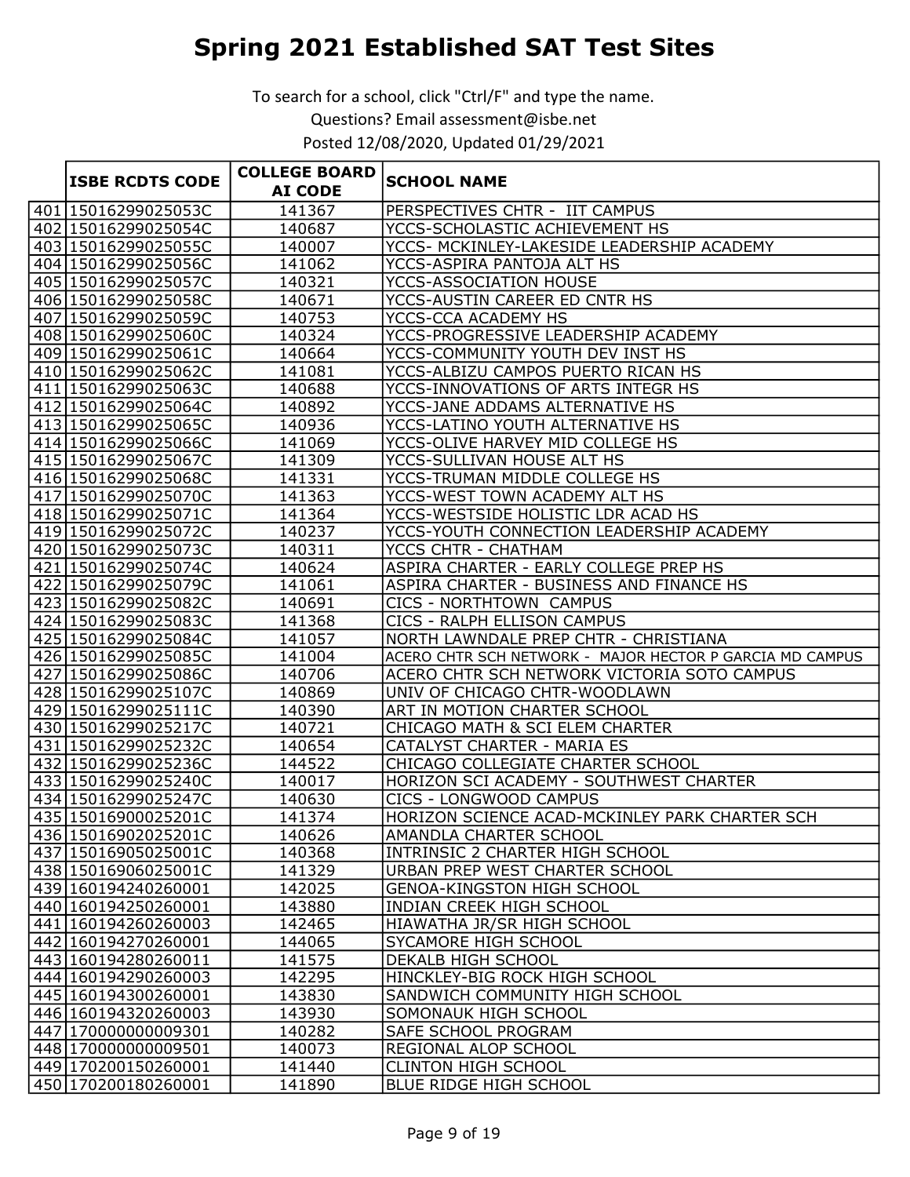# Spring 2021 Established SAT Test Sites

To search for a school, click "Ctrl/F" and type the name.

Questions? Email assessment@isbe.net

Posted 12/08/2020, Updated 01/29/2021

| | ISBE RCDTS CODE | COLLEGE BOARD AI CODE | SCHOOL NAME |
|---|---|---|---|
| 401 | 15016299025053C | 141367 | PERSPECTIVES CHTR - IIT CAMPUS |
| 402 | 15016299025054C | 140687 | YCCS-SCHOLASTIC ACHIEVEMENT HS |
| 403 | 15016299025055C | 140007 | YCCS- MCKINLEY-LAKESIDE LEADERSHIP ACADEMY |
| 404 | 15016299025056C | 141062 | YCCS-ASPIRA PANTOJA ALT HS |
| 405 | 15016299025057C | 140321 | YCCS-ASSOCIATION HOUSE |
| 406 | 15016299025058C | 140671 | YCCS-AUSTIN CAREER ED CNTR HS |
| 407 | 15016299025059C | 140753 | YCCS-CCA ACADEMY HS |
| 408 | 15016299025060C | 140324 | YCCS-PROGRESSIVE LEADERSHIP ACADEMY |
| 409 | 15016299025061C | 140664 | YCCS-COMMUNITY YOUTH DEV INST HS |
| 410 | 15016299025062C | 141081 | YCCS-ALBIZU CAMPOS PUERTO RICAN HS |
| 411 | 15016299025063C | 140688 | YCCS-INNOVATIONS OF ARTS INTEGR HS |
| 412 | 15016299025064C | 140892 | YCCS-JANE ADDAMS ALTERNATIVE HS |
| 413 | 15016299025065C | 140936 | YCCS-LATINO YOUTH ALTERNATIVE HS |
| 414 | 15016299025066C | 141069 | YCCS-OLIVE HARVEY MID COLLEGE HS |
| 415 | 15016299025067C | 141309 | YCCS-SULLIVAN HOUSE ALT HS |
| 416 | 15016299025068C | 141331 | YCCS-TRUMAN MIDDLE COLLEGE HS |
| 417 | 15016299025070C | 141363 | YCCS-WEST TOWN ACADEMY ALT HS |
| 418 | 15016299025071C | 141364 | YCCS-WESTSIDE HOLISTIC LDR ACAD HS |
| 419 | 15016299025072C | 140237 | YCCS-YOUTH CONNECTION LEADERSHIP ACADEMY |
| 420 | 15016299025073C | 140311 | YCCS CHTR - CHATHAM |
| 421 | 15016299025074C | 140624 | ASPIRA CHARTER - EARLY COLLEGE PREP HS |
| 422 | 15016299025079C | 141061 | ASPIRA CHARTER - BUSINESS AND FINANCE HS |
| 423 | 15016299025082C | 140691 | CICS - NORTHTOWN CAMPUS |
| 424 | 15016299025083C | 141368 | CICS - RALPH ELLISON CAMPUS |
| 425 | 15016299025084C | 141057 | NORTH LAWNDALE PREP CHTR - CHRISTIANA |
| 426 | 15016299025085C | 141004 | ACERO CHTR SCH NETWORK - MAJOR HECTOR P GARCIA MD CAMPUS |
| 427 | 15016299025086C | 140706 | ACERO CHTR SCH NETWORK VICTORIA SOTO CAMPUS |
| 428 | 15016299025107C | 140869 | UNIV OF CHICAGO CHTR-WOODLAWN |
| 429 | 15016299025111C | 140390 | ART IN MOTION CHARTER SCHOOL |
| 430 | 15016299025217C | 140721 | CHICAGO MATH & SCI ELEM CHARTER |
| 431 | 15016299025232C | 140654 | CATALYST CHARTER - MARIA ES |
| 432 | 15016299025236C | 144522 | CHICAGO COLLEGIATE CHARTER SCHOOL |
| 433 | 15016299025240C | 140017 | HORIZON SCI ACADEMY - SOUTHWEST CHARTER |
| 434 | 15016299025247C | 140630 | CICS - LONGWOOD CAMPUS |
| 435 | 15016900025201C | 141374 | HORIZON SCIENCE ACAD-MCKINLEY PARK CHARTER SCH |
| 436 | 15016902025201C | 140626 | AMANDLA CHARTER SCHOOL |
| 437 | 15016905025001C | 140368 | INTRINSIC 2 CHARTER HIGH SCHOOL |
| 438 | 15016906025001C | 141329 | URBAN PREP WEST CHARTER SCHOOL |
| 439 | 160194240260001 | 142025 | GENOA-KINGSTON HIGH SCHOOL |
| 440 | 160194250260001 | 143880 | INDIAN CREEK HIGH SCHOOL |
| 441 | 160194260260003 | 142465 | HIAWATHA JR/SR HIGH SCHOOL |
| 442 | 160194270260001 | 144065 | SYCAMORE HIGH SCHOOL |
| 443 | 160194280260011 | 141575 | DEKALB HIGH SCHOOL |
| 444 | 160194290260003 | 142295 | HINCKLEY-BIG ROCK HIGH SCHOOL |
| 445 | 160194300260001 | 143830 | SANDWICH COMMUNITY HIGH SCHOOL |
| 446 | 160194320260003 | 143930 | SOMONAUK HIGH SCHOOL |
| 447 | 170000000009301 | 140282 | SAFE SCHOOL PROGRAM |
| 448 | 170000000009501 | 140073 | REGIONAL ALOP SCHOOL |
| 449 | 170200150260001 | 141440 | CLINTON HIGH SCHOOL |
| 450 | 170200180260001 | 141890 | BLUE RIDGE HIGH SCHOOL |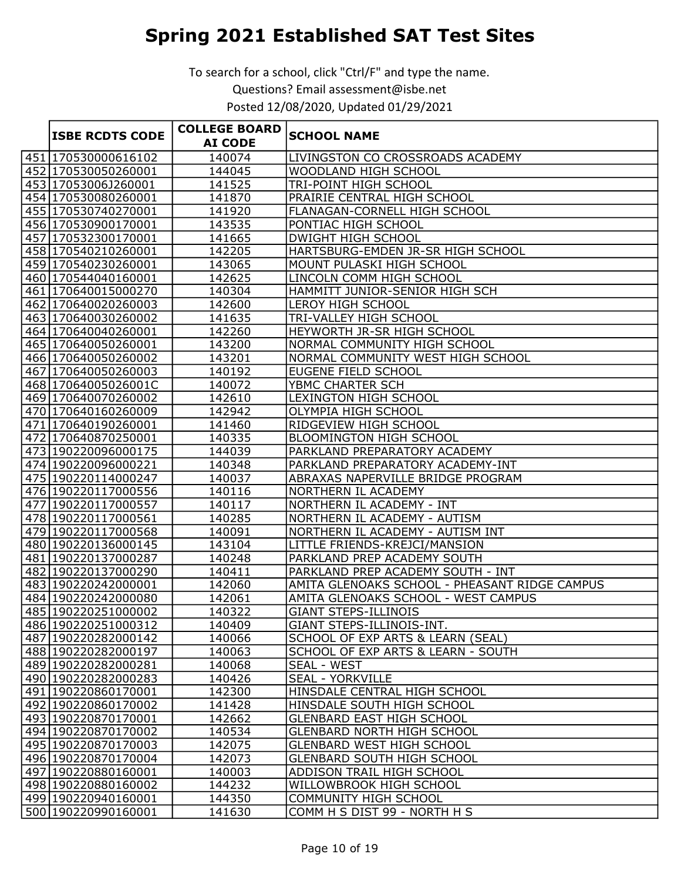# Spring 2021 Established SAT Test Sites

To search for a school, click "Ctrl/F" and type the name.
Questions? Email assessment@isbe.net
Posted 12/08/2020, Updated 01/29/2021

| | ISBE RCDTS CODE | COLLEGE BOARD AI CODE | SCHOOL NAME |
|---|---|---|---|
| 451 | 170530000616102 | 140074 | LIVINGSTON CO CROSSROADS ACADEMY |
| 452 | 170530050260001 | 144045 | WOODLAND HIGH SCHOOL |
| 453 | 17053006J260001 | 141525 | TRI-POINT HIGH SCHOOL |
| 454 | 170530080260001 | 141870 | PRAIRIE CENTRAL HIGH SCHOOL |
| 455 | 170530740270001 | 141920 | FLANAGAN-CORNELL HIGH SCHOOL |
| 456 | 170530900170001 | 143535 | PONTIAC HIGH SCHOOL |
| 457 | 170532300170001 | 141665 | DWIGHT HIGH SCHOOL |
| 458 | 170540210260001 | 142205 | HARTSBURG-EMDEN JR-SR HIGH SCHOOL |
| 459 | 170540230260001 | 143065 | MOUNT PULASKI HIGH SCHOOL |
| 460 | 170544040160001 | 142625 | LINCOLN COMM HIGH SCHOOL |
| 461 | 170640015000270 | 140304 | HAMMITT JUNIOR-SENIOR HIGH SCH |
| 462 | 170640020260003 | 142600 | LEROY HIGH SCHOOL |
| 463 | 170640030260002 | 141635 | TRI-VALLEY HIGH SCHOOL |
| 464 | 170640040260001 | 142260 | HEYWORTH JR-SR HIGH SCHOOL |
| 465 | 170640050260001 | 143200 | NORMAL COMMUNITY HIGH SCHOOL |
| 466 | 170640050260002 | 143201 | NORMAL COMMUNITY WEST HIGH SCHOOL |
| 467 | 170640050260003 | 140192 | EUGENE FIELD SCHOOL |
| 468 | 17064005026001C | 140072 | YBMC CHARTER SCH |
| 469 | 170640070260002 | 142610 | LEXINGTON HIGH SCHOOL |
| 470 | 170640160260009 | 142942 | OLYMPIA HIGH SCHOOL |
| 471 | 170640190260001 | 141460 | RIDGEVIEW HIGH SCHOOL |
| 472 | 170640870250001 | 140335 | BLOOMINGTON HIGH SCHOOL |
| 473 | 190220096000175 | 144039 | PARKLAND PREPARATORY ACADEMY |
| 474 | 190220096000221 | 140348 | PARKLAND PREPARATORY ACADEMY-INT |
| 475 | 190220114000247 | 140037 | ABRAXAS NAPERVILLE BRIDGE PROGRAM |
| 476 | 190220117000556 | 140116 | NORTHERN IL ACADEMY |
| 477 | 190220117000557 | 140117 | NORTHERN IL ACADEMY - INT |
| 478 | 190220117000561 | 140285 | NORTHERN IL ACADEMY - AUTISM |
| 479 | 190220117000568 | 140091 | NORTHERN IL ACADEMY - AUTISM INT |
| 480 | 190220136000145 | 143104 | LITTLE FRIENDS-KREJCI/MANSION |
| 481 | 190220137000287 | 140248 | PARKLAND PREP ACADEMY SOUTH |
| 482 | 190220137000290 | 140411 | PARKLAND PREP ACADEMY SOUTH - INT |
| 483 | 190220242000001 | 142060 | AMITA GLENOAKS SCHOOL - PHEASANT RIDGE CAMPUS |
| 484 | 190220242000080 | 142061 | AMITA GLENOAKS SCHOOL - WEST CAMPUS |
| 485 | 190220251000002 | 140322 | GIANT STEPS-ILLINOIS |
| 486 | 190220251000312 | 140409 | GIANT STEPS-ILLINOIS-INT. |
| 487 | 190220282000142 | 140066 | SCHOOL OF EXP ARTS & LEARN (SEAL) |
| 488 | 190220282000197 | 140063 | SCHOOL OF EXP ARTS & LEARN - SOUTH |
| 489 | 190220282000281 | 140068 | SEAL - WEST |
| 490 | 190220282000283 | 140426 | SEAL - YORKVILLE |
| 491 | 190220860170001 | 142300 | HINSDALE CENTRAL HIGH SCHOOL |
| 492 | 190220860170002 | 141428 | HINSDALE SOUTH HIGH SCHOOL |
| 493 | 190220870170001 | 142662 | GLENBARD EAST HIGH SCHOOL |
| 494 | 190220870170002 | 140534 | GLENBARD NORTH HIGH SCHOOL |
| 495 | 190220870170003 | 142075 | GLENBARD WEST HIGH SCHOOL |
| 496 | 190220870170004 | 142073 | GLENBARD SOUTH HIGH SCHOOL |
| 497 | 190220880160001 | 140003 | ADDISON TRAIL HIGH SCHOOL |
| 498 | 190220880160002 | 144232 | WILLOWBROOK HIGH SCHOOL |
| 499 | 190220940160001 | 144350 | COMMUNITY HIGH SCHOOL |
| 500 | 190220990160001 | 141630 | COMM H S DIST 99 - NORTH H S |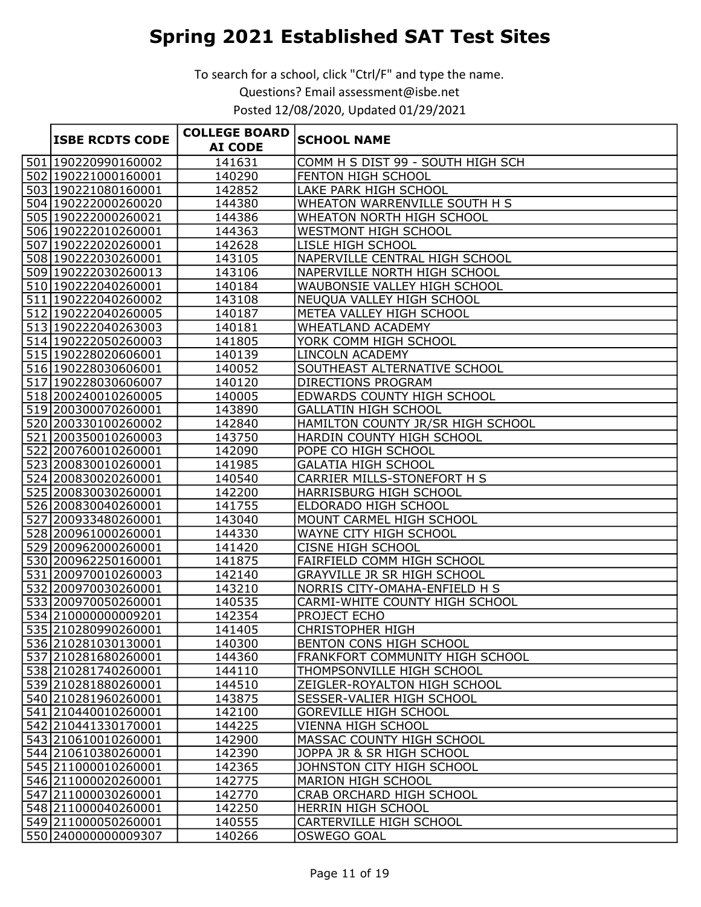# Spring 2021 Established SAT Test Sites

To search for a school, click "Ctrl/F" and type the name.

Questions? Email assessment@isbe.net

Posted 12/08/2020, Updated 01/29/2021

| | ISBE RCDTS CODE | COLLEGE BOARD AI CODE | SCHOOL NAME |
|---|---|---|---|
| 501 | 190220990160002 | 141631 | COMM H S DIST 99 - SOUTH HIGH SCH |
| 502 | 190221000160001 | 140290 | FENTON HIGH SCHOOL |
| 503 | 190221080160001 | 142852 | LAKE PARK HIGH SCHOOL |
| 504 | 190222000260020 | 144380 | WHEATON WARRENVILLE SOUTH H S |
| 505 | 190222000260021 | 144386 | WHEATON NORTH HIGH SCHOOL |
| 506 | 190222010260001 | 144363 | WESTMONT HIGH SCHOOL |
| 507 | 190222020260001 | 142628 | LISLE HIGH SCHOOL |
| 508 | 190222030260001 | 143105 | NAPERVILLE CENTRAL HIGH SCHOOL |
| 509 | 190222030260013 | 143106 | NAPERVILLE NORTH HIGH SCHOOL |
| 510 | 190222040260001 | 140184 | WAUBONSIE VALLEY HIGH SCHOOL |
| 511 | 190222040260002 | 143108 | NEUQUA VALLEY HIGH SCHOOL |
| 512 | 190222040260005 | 140187 | METEA VALLEY HIGH SCHOOL |
| 513 | 190222040263003 | 140181 | WHEATLAND ACADEMY |
| 514 | 190222050260003 | 141805 | YORK COMM HIGH SCHOOL |
| 515 | 190228020606001 | 140139 | LINCOLN ACADEMY |
| 516 | 190228030606001 | 140052 | SOUTHEAST ALTERNATIVE SCHOOL |
| 517 | 190228030606007 | 140120 | DIRECTIONS PROGRAM |
| 518 | 200240010260005 | 140005 | EDWARDS COUNTY HIGH SCHOOL |
| 519 | 200300070260001 | 143890 | GALLATIN HIGH SCHOOL |
| 520 | 200330100260002 | 142840 | HAMILTON COUNTY JR/SR HIGH SCHOOL |
| 521 | 200350010260003 | 143750 | HARDIN COUNTY HIGH SCHOOL |
| 522 | 200760010260001 | 142090 | POPE CO HIGH SCHOOL |
| 523 | 200830010260001 | 141985 | GALATIA HIGH SCHOOL |
| 524 | 200830020260001 | 140540 | CARRIER MILLS-STONEFORT H S |
| 525 | 200830030260001 | 142200 | HARRISBURG HIGH SCHOOL |
| 526 | 200830040260001 | 141755 | ELDORADO HIGH SCHOOL |
| 527 | 200933480260001 | 143040 | MOUNT CARMEL HIGH SCHOOL |
| 528 | 200961000260001 | 144330 | WAYNE CITY HIGH SCHOOL |
| 529 | 200962000260001 | 141420 | CISNE HIGH SCHOOL |
| 530 | 200962250160001 | 141875 | FAIRFIELD COMM HIGH SCHOOL |
| 531 | 200970010260003 | 142140 | GRAYVILLE JR SR HIGH SCHOOL |
| 532 | 200970030260001 | 143210 | NORRIS CITY-OMAHA-ENFIELD H S |
| 533 | 200970050260001 | 140535 | CARMI-WHITE COUNTY HIGH SCHOOL |
| 534 | 210000000009201 | 142354 | PROJECT ECHO |
| 535 | 210280990260001 | 141405 | CHRISTOPHER HIGH |
| 536 | 210281030130001 | 140300 | BENTON CONS HIGH SCHOOL |
| 537 | 210281680260001 | 144360 | FRANKFORT COMMUNITY HIGH SCHOOL |
| 538 | 210281740260001 | 144110 | THOMPSONVILLE HIGH SCHOOL |
| 539 | 210281880260001 | 144510 | ZEIGLER-ROYALTON HIGH SCHOOL |
| 540 | 210281960260001 | 143875 | SESSER-VALIER HIGH SCHOOL |
| 541 | 210440010260001 | 142100 | GOREVILLE HIGH SCHOOL |
| 542 | 210441330170001 | 144225 | VIENNA HIGH SCHOOL |
| 543 | 210610010260001 | 142900 | MASSAC COUNTY HIGH SCHOOL |
| 544 | 210610380260001 | 142390 | JOPPA JR & SR HIGH SCHOOL |
| 545 | 211000010260001 | 142365 | JOHNSTON CITY HIGH SCHOOL |
| 546 | 211000020260001 | 142775 | MARION HIGH SCHOOL |
| 547 | 211000030260001 | 142770 | CRAB ORCHARD HIGH SCHOOL |
| 548 | 211000040260001 | 142250 | HERRIN HIGH SCHOOL |
| 549 | 211000050260001 | 140555 | CARTERVILLE HIGH SCHOOL |
| 550 | 240000000009307 | 140266 | OSWEGO GOAL |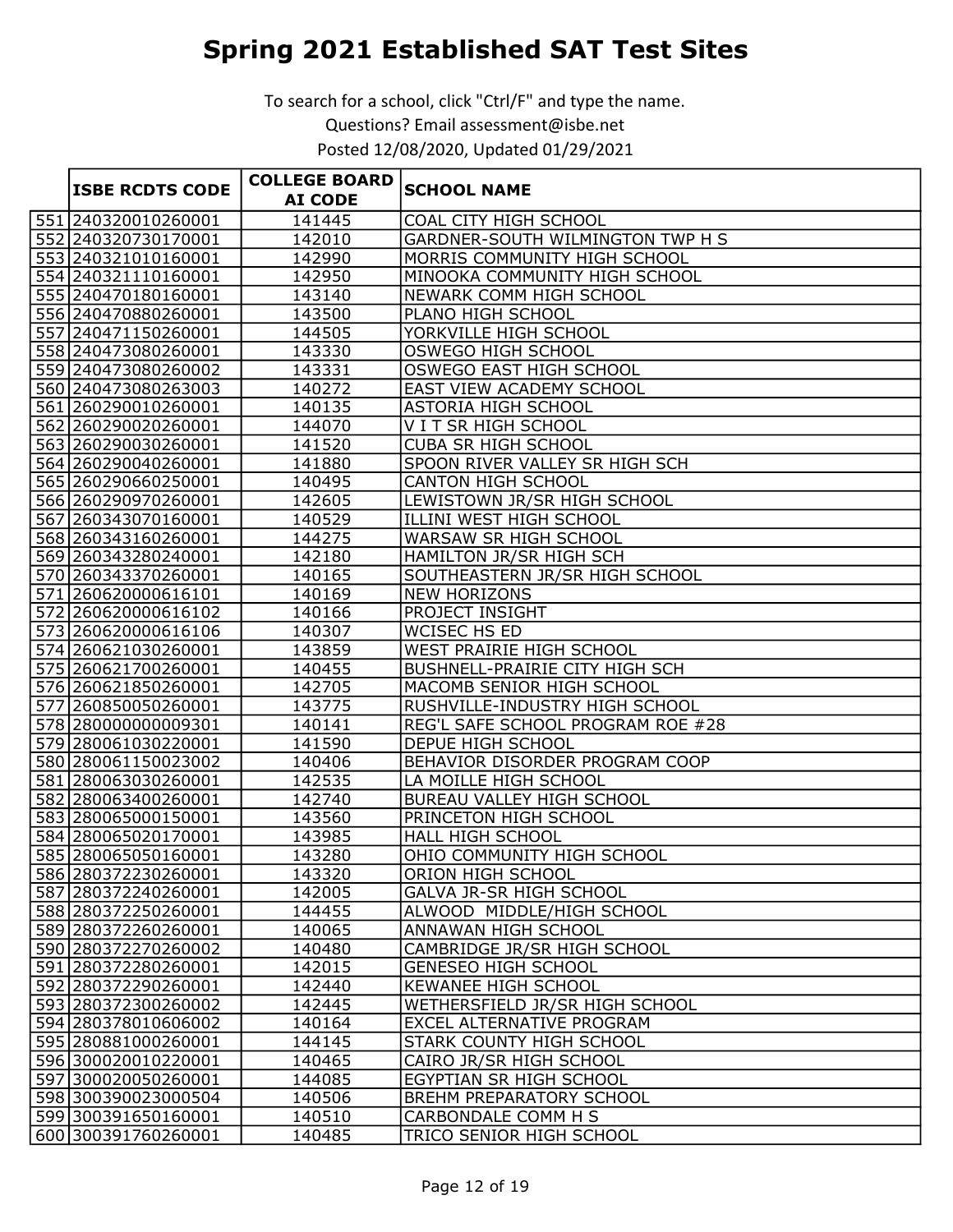# Spring 2021 Established SAT Test Sites

To search for a school, click "Ctrl/F" and type the name.

Questions? Email assessment@isbe.net

Posted 12/08/2020, Updated 01/29/2021

| | ISBE RCDTS CODE | COLLEGE BOARD AI CODE | SCHOOL NAME |
|---|---|---|---|
| 551 | 240320010260001 | 141445 | COAL CITY HIGH SCHOOL |
| 552 | 240320730170001 | 142010 | GARDNER-SOUTH WILMINGTON TWP H S |
| 553 | 240321010160001 | 142990 | MORRIS COMMUNITY HIGH SCHOOL |
| 554 | 240321110160001 | 142950 | MINOOKA COMMUNITY HIGH SCHOOL |
| 555 | 240470180160001 | 143140 | NEWARK COMM HIGH SCHOOL |
| 556 | 240470880260001 | 143500 | PLANO HIGH SCHOOL |
| 557 | 240471150260001 | 144505 | YORKVILLE HIGH SCHOOL |
| 558 | 240473080260001 | 143330 | OSWEGO HIGH SCHOOL |
| 559 | 240473080260002 | 143331 | OSWEGO EAST HIGH SCHOOL |
| 560 | 240473080263003 | 140272 | EAST VIEW ACADEMY SCHOOL |
| 561 | 260290010260001 | 140135 | ASTORIA HIGH SCHOOL |
| 562 | 260290020260001 | 144070 | V I T SR HIGH SCHOOL |
| 563 | 260290030260001 | 141520 | CUBA SR HIGH SCHOOL |
| 564 | 260290040260001 | 141880 | SPOON RIVER VALLEY SR HIGH SCH |
| 565 | 260290660250001 | 140495 | CANTON HIGH SCHOOL |
| 566 | 260290970260001 | 142605 | LEWISTOWN JR/SR HIGH SCHOOL |
| 567 | 260343070160001 | 140529 | ILLINI WEST HIGH SCHOOL |
| 568 | 260343160260001 | 144275 | WARSAW SR HIGH SCHOOL |
| 569 | 260343280240001 | 142180 | HAMILTON JR/SR HIGH SCH |
| 570 | 260343370260001 | 140165 | SOUTHEASTERN JR/SR HIGH SCHOOL |
| 571 | 260620000616101 | 140169 | NEW HORIZONS |
| 572 | 260620000616102 | 140166 | PROJECT INSIGHT |
| 573 | 260620000616106 | 140307 | WCISEC HS ED |
| 574 | 260621030260001 | 143859 | WEST PRAIRIE HIGH SCHOOL |
| 575 | 260621700260001 | 140455 | BUSHNELL-PRAIRIE CITY HIGH SCH |
| 576 | 260621850260001 | 142705 | MACOMB SENIOR HIGH SCHOOL |
| 577 | 260850050260001 | 143775 | RUSHVILLE-INDUSTRY HIGH SCHOOL |
| 578 | 280000000009301 | 140141 | REG'L SAFE SCHOOL PROGRAM ROE #28 |
| 579 | 280061030220001 | 141590 | DEPUE HIGH SCHOOL |
| 580 | 280061150023002 | 140406 | BEHAVIOR DISORDER PROGRAM COOP |
| 581 | 280063030260001 | 142535 | LA MOILLE HIGH SCHOOL |
| 582 | 280063400260001 | 142740 | BUREAU VALLEY HIGH SCHOOL |
| 583 | 280065000150001 | 143560 | PRINCETON HIGH SCHOOL |
| 584 | 280065020170001 | 143985 | HALL HIGH SCHOOL |
| 585 | 280065050160001 | 143280 | OHIO COMMUNITY HIGH SCHOOL |
| 586 | 280372230260001 | 143320 | ORION HIGH SCHOOL |
| 587 | 280372240260001 | 142005 | GALVA JR-SR HIGH SCHOOL |
| 588 | 280372250260001 | 144455 | ALWOOD MIDDLE/HIGH SCHOOL |
| 589 | 280372260260001 | 140065 | ANNAWAN HIGH SCHOOL |
| 590 | 280372270260002 | 140480 | CAMBRIDGE JR/SR HIGH SCHOOL |
| 591 | 280372280260001 | 142015 | GENESEO HIGH SCHOOL |
| 592 | 280372290260001 | 142440 | KEWANEE HIGH SCHOOL |
| 593 | 280372300260002 | 142445 | WETHERSFIELD JR/SR HIGH SCHOOL |
| 594 | 280378010606002 | 140164 | EXCEL ALTERNATIVE PROGRAM |
| 595 | 280881000260001 | 144145 | STARK COUNTY HIGH SCHOOL |
| 596 | 300020010220001 | 140465 | CAIRO JR/SR HIGH SCHOOL |
| 597 | 300020050260001 | 144085 | EGYPTIAN SR HIGH SCHOOL |
| 598 | 300390023000504 | 140506 | BREHM PREPARATORY SCHOOL |
| 599 | 300391650160001 | 140510 | CARBONDALE COMM H S |
| 600 | 300391760260001 | 140485 | TRICO SENIOR HIGH SCHOOL |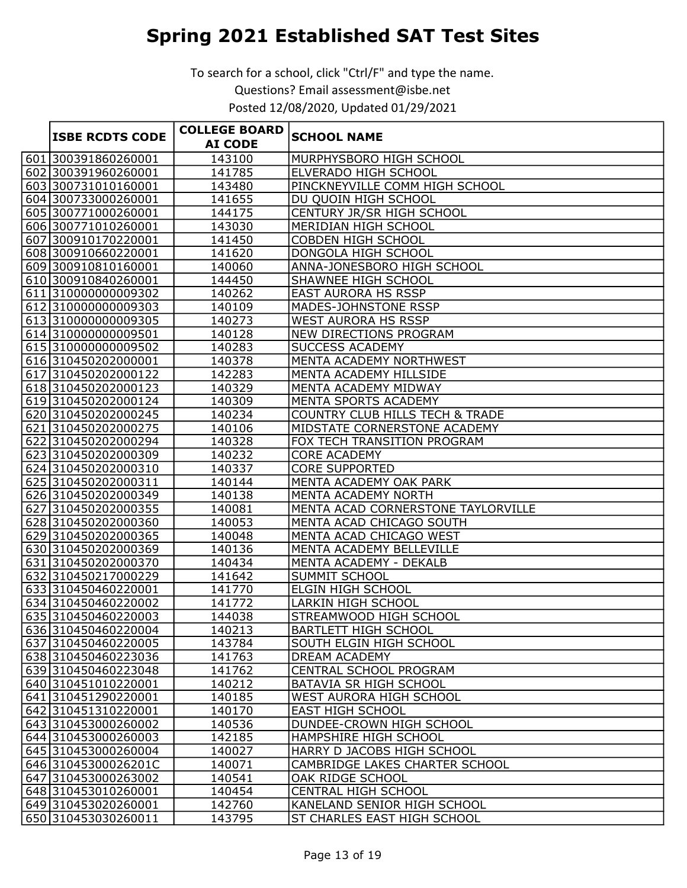# Spring 2021 Established SAT Test Sites

To search for a school, click "Ctrl/F" and type the name.

Questions? Email assessment@isbe.net

Posted 12/08/2020, Updated 01/29/2021

| | ISBE RCDTS CODE | COLLEGE BOARD AI CODE | SCHOOL NAME |
|---|---|---|---|
| 601 | 300391860260001 | 143100 | MURPHYSBORO HIGH SCHOOL |
| 602 | 300391960260001 | 141785 | ELVERADO HIGH SCHOOL |
| 603 | 300731010160001 | 143480 | PINCKNEYVILLE COMM HIGH SCHOOL |
| 604 | 300733000260001 | 141655 | DU QUOIN HIGH SCHOOL |
| 605 | 300771000260001 | 144175 | CENTURY JR/SR HIGH SCHOOL |
| 606 | 300771010260001 | 143030 | MERIDIAN HIGH SCHOOL |
| 607 | 300910170220001 | 141450 | COBDEN HIGH SCHOOL |
| 608 | 300910660220001 | 141620 | DONGOLA HIGH SCHOOL |
| 609 | 300910810160001 | 140060 | ANNA-JONESBORO HIGH SCHOOL |
| 610 | 300910840260001 | 144450 | SHAWNEE HIGH SCHOOL |
| 611 | 310000000009302 | 140262 | EAST AURORA HS RSSP |
| 612 | 310000000009303 | 140109 | MADES-JOHNSTONE RSSP |
| 613 | 310000000009305 | 140273 | WEST AURORA HS RSSP |
| 614 | 310000000009501 | 140128 | NEW DIRECTIONS PROGRAM |
| 615 | 310000000009502 | 140283 | SUCCESS ACADEMY |
| 616 | 310450202000001 | 140378 | MENTA ACADEMY NORTHWEST |
| 617 | 310450202000122 | 142283 | MENTA ACADEMY HILLSIDE |
| 618 | 310450202000123 | 140329 | MENTA ACADEMY MIDWAY |
| 619 | 310450202000124 | 140309 | MENTA SPORTS ACADEMY |
| 620 | 310450202000245 | 140234 | COUNTRY CLUB HILLS TECH & TRADE |
| 621 | 310450202000275 | 140106 | MIDSTATE CORNERSTONE ACADEMY |
| 622 | 310450202000294 | 140328 | FOX TECH TRANSITION PROGRAM |
| 623 | 310450202000309 | 140232 | CORE ACADEMY |
| 624 | 310450202000310 | 140337 | CORE SUPPORTED |
| 625 | 310450202000311 | 140144 | MENTA ACADEMY OAK PARK |
| 626 | 310450202000349 | 140138 | MENTA ACADEMY NORTH |
| 627 | 310450202000355 | 140081 | MENTA ACAD CORNERSTONE TAYLORVILLE |
| 628 | 310450202000360 | 140053 | MENTA ACAD CHICAGO SOUTH |
| 629 | 310450202000365 | 140048 | MENTA ACAD CHICAGO WEST |
| 630 | 310450202000369 | 140136 | MENTA ACADEMY BELLEVILLE |
| 631 | 310450202000370 | 140434 | MENTA ACADEMY - DEKALB |
| 632 | 310450217000229 | 141642 | SUMMIT SCHOOL |
| 633 | 310450460220001 | 141770 | ELGIN HIGH SCHOOL |
| 634 | 310450460220002 | 141772 | LARKIN HIGH SCHOOL |
| 635 | 310450460220003 | 144038 | STREAMWOOD HIGH SCHOOL |
| 636 | 310450460220004 | 140213 | BARTLETT HIGH SCHOOL |
| 637 | 310450460220005 | 143784 | SOUTH ELGIN HIGH SCHOOL |
| 638 | 310450460223036 | 141763 | DREAM ACADEMY |
| 639 | 310450460223048 | 141762 | CENTRAL SCHOOL PROGRAM |
| 640 | 310451010220001 | 140212 | BATAVIA SR HIGH SCHOOL |
| 641 | 310451290220001 | 140185 | WEST AURORA HIGH SCHOOL |
| 642 | 310451310220001 | 140170 | EAST HIGH SCHOOL |
| 643 | 310453000260002 | 140536 | DUNDEE-CROWN HIGH SCHOOL |
| 644 | 310453000260003 | 142185 | HAMPSHIRE HIGH SCHOOL |
| 645 | 310453000260004 | 140027 | HARRY D JACOBS HIGH SCHOOL |
| 646 | 31045300026201C | 140071 | CAMBRIDGE LAKES CHARTER SCHOOL |
| 647 | 310453000263002 | 140541 | OAK RIDGE SCHOOL |
| 648 | 310453010260001 | 140454 | CENTRAL HIGH SCHOOL |
| 649 | 310453020260001 | 142760 | KANELAND SENIOR HIGH SCHOOL |
| 650 | 310453030260011 | 143795 | ST CHARLES EAST HIGH SCHOOL |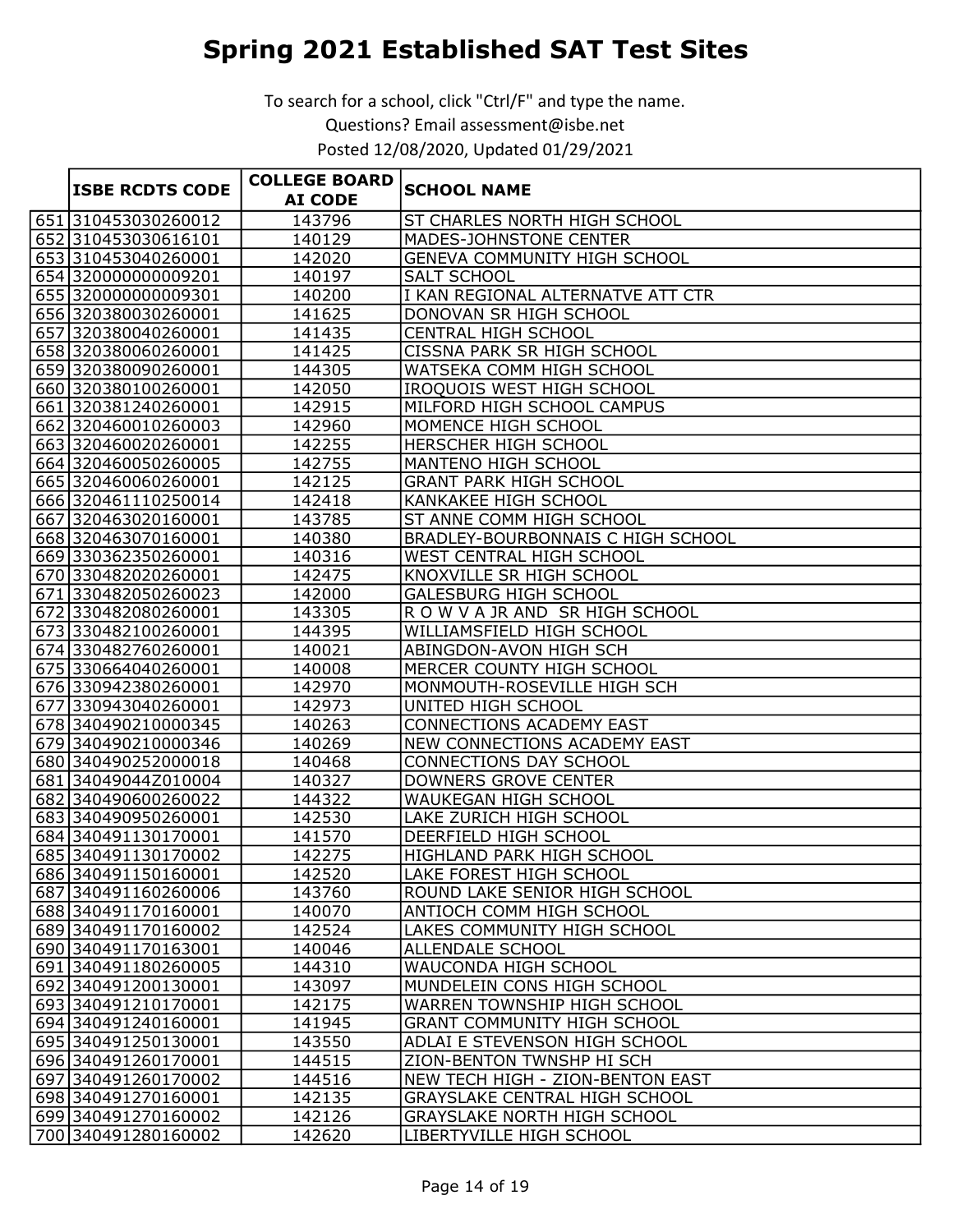# Spring 2021 Established SAT Test Sites

To search for a school, click "Ctrl/F" and type the name.
Questions? Email assessment@isbe.net
Posted 12/08/2020, Updated 01/29/2021

| | ISBE RCDTS CODE | COLLEGE BOARD AI CODE | SCHOOL NAME |
|---|---|---|---|
| 651 | 310453030260012 | 143796 | ST CHARLES NORTH HIGH SCHOOL |
| 652 | 310453030616101 | 140129 | MADES-JOHNSTONE CENTER |
| 653 | 310453040260001 | 142020 | GENEVA COMMUNITY HIGH SCHOOL |
| 654 | 320000000009201 | 140197 | SALT SCHOOL |
| 655 | 320000000009301 | 140200 | I KAN REGIONAL ALTERNATVE ATT CTR |
| 656 | 320380030260001 | 141625 | DONOVAN SR HIGH SCHOOL |
| 657 | 320380040260001 | 141435 | CENTRAL HIGH SCHOOL |
| 658 | 320380060260001 | 141425 | CISSNA PARK SR HIGH SCHOOL |
| 659 | 320380090260001 | 144305 | WATSEKA COMM HIGH SCHOOL |
| 660 | 320380100260001 | 142050 | IROQUOIS WEST HIGH SCHOOL |
| 661 | 320381240260001 | 142915 | MILFORD HIGH SCHOOL CAMPUS |
| 662 | 320460010260003 | 142960 | MOMENCE HIGH SCHOOL |
| 663 | 320460020260001 | 142255 | HERSCHER HIGH SCHOOL |
| 664 | 320460050260005 | 142755 | MANTENO HIGH SCHOOL |
| 665 | 320460060260001 | 142125 | GRANT PARK HIGH SCHOOL |
| 666 | 320461110250014 | 142418 | KANKAKEE HIGH SCHOOL |
| 667 | 320463020160001 | 143785 | ST ANNE COMM HIGH SCHOOL |
| 668 | 320463070160001 | 140380 | BRADLEY-BOURBONNAIS C HIGH SCHOOL |
| 669 | 330362350260001 | 140316 | WEST CENTRAL HIGH SCHOOL |
| 670 | 330482020260001 | 142475 | KNOXVILLE SR HIGH SCHOOL |
| 671 | 330482050260023 | 142000 | GALESBURG HIGH SCHOOL |
| 672 | 330482080260001 | 143305 | R O W V A JR AND SR HIGH SCHOOL |
| 673 | 330482100260001 | 144395 | WILLIAMSFIELD HIGH SCHOOL |
| 674 | 330482760260001 | 140021 | ABINGDON-AVON HIGH SCH |
| 675 | 330664040260001 | 140008 | MERCER COUNTY HIGH SCHOOL |
| 676 | 330942380260001 | 142970 | MONMOUTH-ROSEVILLE HIGH SCH |
| 677 | 330943040260001 | 142973 | UNITED HIGH SCHOOL |
| 678 | 340490210000345 | 140263 | CONNECTIONS ACADEMY EAST |
| 679 | 340490210000346 | 140269 | NEW CONNECTIONS ACADEMY EAST |
| 680 | 340490252000018 | 140468 | CONNECTIONS DAY SCHOOL |
| 681 | 34049044Z010004 | 140327 | DOWNERS GROVE CENTER |
| 682 | 340490600260022 | 144322 | WAUKEGAN HIGH SCHOOL |
| 683 | 340490950260001 | 142530 | LAKE ZURICH HIGH SCHOOL |
| 684 | 340491130170001 | 141570 | DEERFIELD HIGH SCHOOL |
| 685 | 340491130170002 | 142275 | HIGHLAND PARK HIGH SCHOOL |
| 686 | 340491150160001 | 142520 | LAKE FOREST HIGH SCHOOL |
| 687 | 340491160260006 | 143760 | ROUND LAKE SENIOR HIGH SCHOOL |
| 688 | 340491170160001 | 140070 | ANTIOCH COMM HIGH SCHOOL |
| 689 | 340491170160002 | 142524 | LAKES COMMUNITY HIGH SCHOOL |
| 690 | 340491170163001 | 140046 | ALLENDALE SCHOOL |
| 691 | 340491180260005 | 144310 | WAUCONDA HIGH SCHOOL |
| 692 | 340491200130001 | 143097 | MUNDELEIN CONS HIGH SCHOOL |
| 693 | 340491210170001 | 142175 | WARREN TOWNSHIP HIGH SCHOOL |
| 694 | 340491240160001 | 141945 | GRANT COMMUNITY HIGH SCHOOL |
| 695 | 340491250130001 | 143550 | ADLAI E STEVENSON HIGH SCHOOL |
| 696 | 340491260170001 | 144515 | ZION-BENTON TWNSHP HI SCH |
| 697 | 340491260170002 | 144516 | NEW TECH HIGH - ZION-BENTON EAST |
| 698 | 340491270160001 | 142135 | GRAYSLAKE CENTRAL HIGH SCHOOL |
| 699 | 340491270160002 | 142126 | GRAYSLAKE NORTH HIGH SCHOOL |
| 700 | 340491280160002 | 142620 | LIBERTYVILLE HIGH SCHOOL |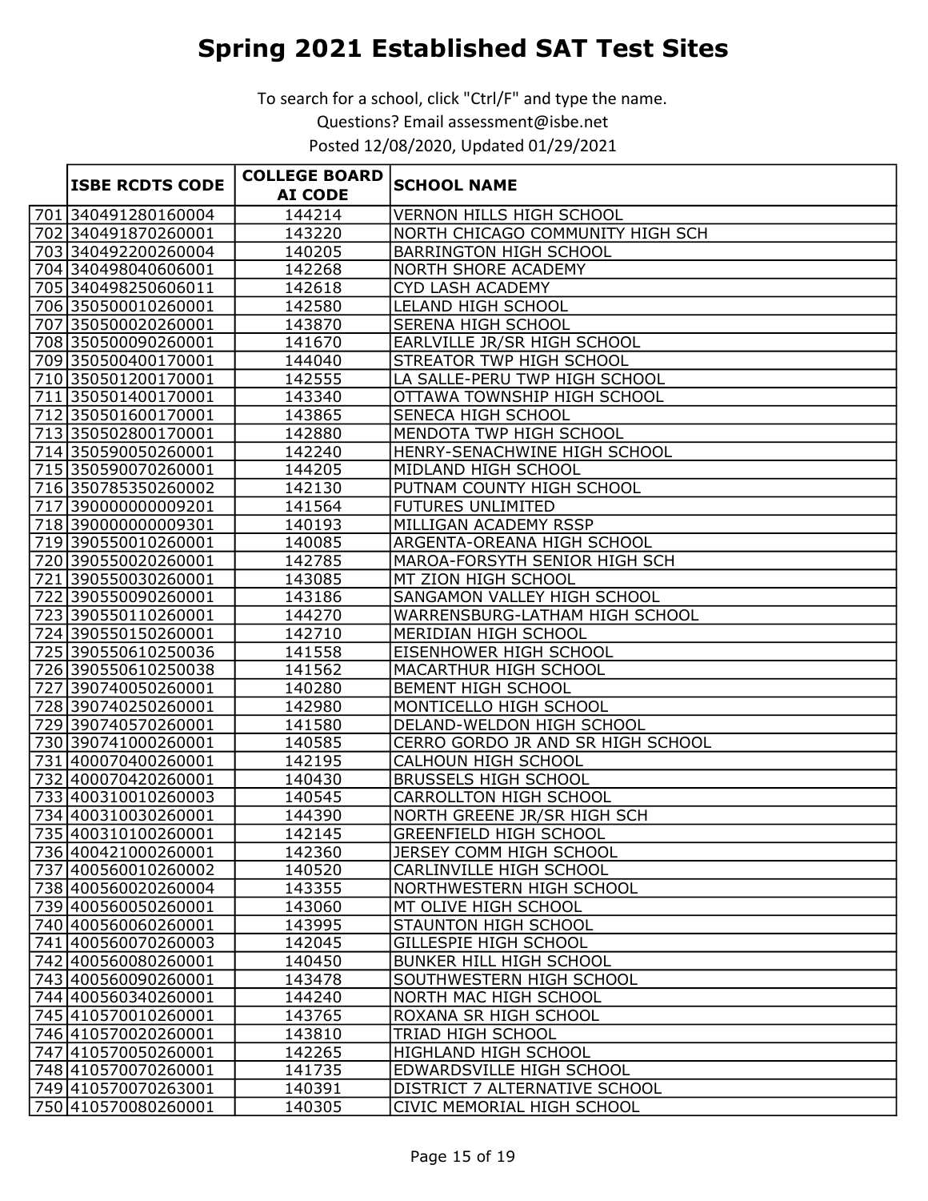# Spring 2021 Established SAT Test Sites

To search for a school, click "Ctrl/F" and type the name.

Questions? Email assessment@isbe.net

Posted 12/08/2020, Updated 01/29/2021

| | ISBE RCDTS CODE | COLLEGE BOARD AI CODE | SCHOOL NAME |
|---|---|---|---|
| 701 | 340491280160004 | 144214 | VERNON HILLS HIGH SCHOOL |
| 702 | 340491870260001 | 143220 | NORTH CHICAGO COMMUNITY HIGH SCH |
| 703 | 340492200260004 | 140205 | BARRINGTON HIGH SCHOOL |
| 704 | 340498040606001 | 142268 | NORTH SHORE ACADEMY |
| 705 | 340498250606011 | 142618 | CYD LASH ACADEMY |
| 706 | 350500010260001 | 142580 | LELAND HIGH SCHOOL |
| 707 | 350500020260001 | 143870 | SERENA HIGH SCHOOL |
| 708 | 350500090260001 | 141670 | EARLVILLE JR/SR HIGH SCHOOL |
| 709 | 350500400170001 | 144040 | STREATOR TWP HIGH SCHOOL |
| 710 | 350501200170001 | 142555 | LA SALLE-PERU TWP HIGH SCHOOL |
| 711 | 350501400170001 | 143340 | OTTAWA TOWNSHIP HIGH SCHOOL |
| 712 | 350501600170001 | 143865 | SENECA HIGH SCHOOL |
| 713 | 350502800170001 | 142880 | MENDOTA TWP HIGH SCHOOL |
| 714 | 350590050260001 | 142240 | HENRY-SENACHWINE HIGH SCHOOL |
| 715 | 350590070260001 | 144205 | MIDLAND HIGH SCHOOL |
| 716 | 350785350260002 | 142130 | PUTNAM COUNTY HIGH SCHOOL |
| 717 | 390000000009201 | 141564 | FUTURES UNLIMITED |
| 718 | 390000000009301 | 140193 | MILLIGAN ACADEMY RSSP |
| 719 | 390550010260001 | 140085 | ARGENTA-OREANA HIGH SCHOOL |
| 720 | 390550020260001 | 142785 | MAROA-FORSYTH SENIOR HIGH SCH |
| 721 | 390550030260001 | 143085 | MT ZION HIGH SCHOOL |
| 722 | 390550090260001 | 143186 | SANGAMON VALLEY HIGH SCHOOL |
| 723 | 390550110260001 | 144270 | WARRENSBURG-LATHAM HIGH SCHOOL |
| 724 | 390550150260001 | 142710 | MERIDIAN HIGH SCHOOL |
| 725 | 390550610250036 | 141558 | EISENHOWER HIGH SCHOOL |
| 726 | 390550610250038 | 141562 | MACARTHUR HIGH SCHOOL |
| 727 | 390740050260001 | 140280 | BEMENT HIGH SCHOOL |
| 728 | 390740250260001 | 142980 | MONTICELLO HIGH SCHOOL |
| 729 | 390740570260001 | 141580 | DELAND-WELDON HIGH SCHOOL |
| 730 | 390741000260001 | 140585 | CERRO GORDO JR AND SR HIGH SCHOOL |
| 731 | 400070400260001 | 142195 | CALHOUN HIGH SCHOOL |
| 732 | 400070420260001 | 140430 | BRUSSELS HIGH SCHOOL |
| 733 | 400310010260003 | 140545 | CARROLLTON HIGH SCHOOL |
| 734 | 400310030260001 | 144390 | NORTH GREENE JR/SR HIGH SCH |
| 735 | 400310100260001 | 142145 | GREENFIELD HIGH SCHOOL |
| 736 | 400421000260001 | 142360 | JERSEY COMM HIGH SCHOOL |
| 737 | 400560010260002 | 140520 | CARLINVILLE HIGH SCHOOL |
| 738 | 400560020260004 | 143355 | NORTHWESTERN HIGH SCHOOL |
| 739 | 400560050260001 | 143060 | MT OLIVE HIGH SCHOOL |
| 740 | 400560060260001 | 143995 | STAUNTON HIGH SCHOOL |
| 741 | 400560070260003 | 142045 | GILLESPIE HIGH SCHOOL |
| 742 | 400560080260001 | 140450 | BUNKER HILL HIGH SCHOOL |
| 743 | 400560090260001 | 143478 | SOUTHWESTERN HIGH SCHOOL |
| 744 | 400560340260001 | 144240 | NORTH MAC HIGH SCHOOL |
| 745 | 410570010260001 | 143765 | ROXANA SR HIGH SCHOOL |
| 746 | 410570020260001 | 143810 | TRIAD HIGH SCHOOL |
| 747 | 410570050260001 | 142265 | HIGHLAND HIGH SCHOOL |
| 748 | 410570070260001 | 141735 | EDWARDSVILLE HIGH SCHOOL |
| 749 | 410570070263001 | 140391 | DISTRICT 7 ALTERNATIVE SCHOOL |
| 750 | 410570080260001 | 140305 | CIVIC MEMORIAL HIGH SCHOOL |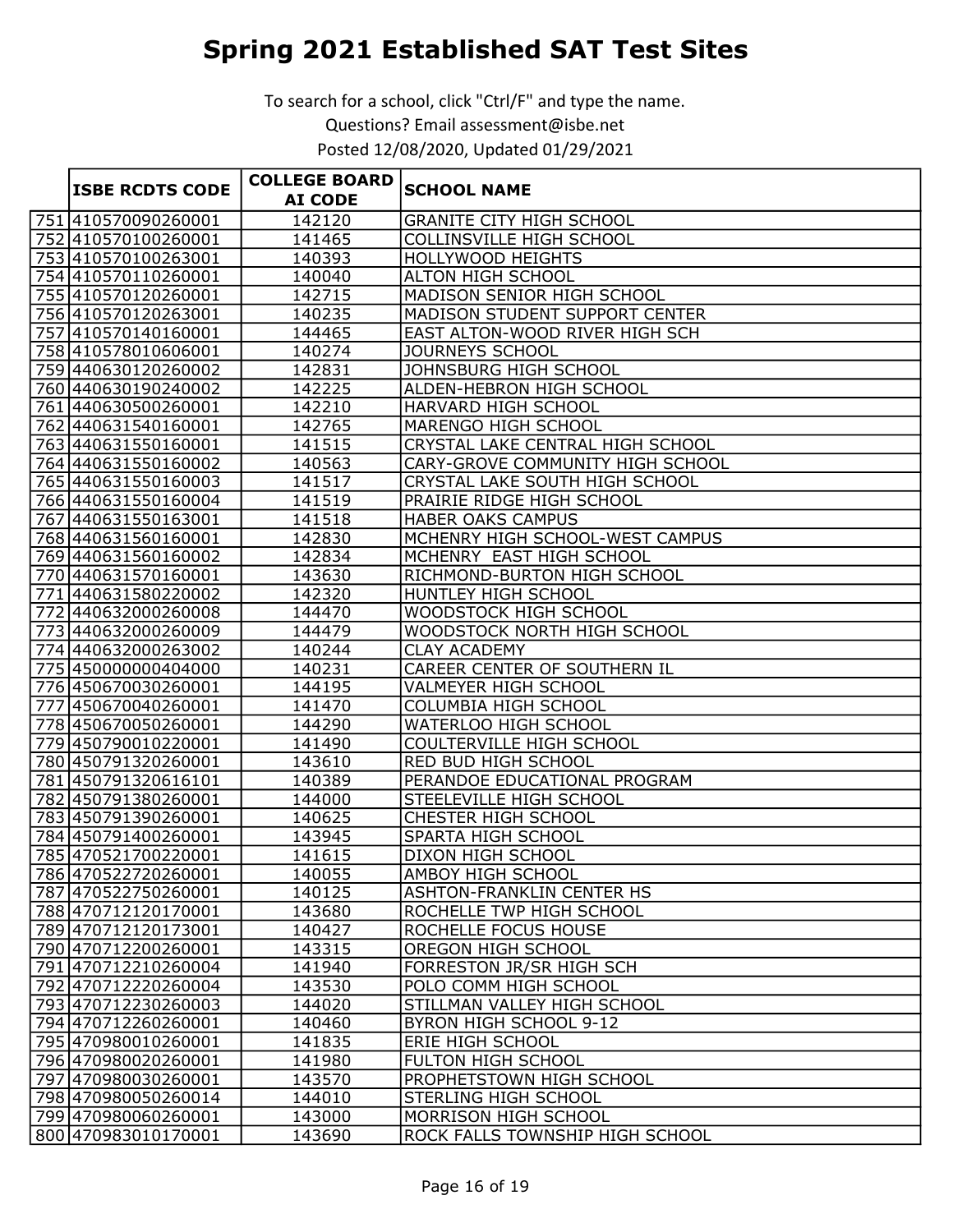# Spring 2021 Established SAT Test Sites

To search for a school, click "Ctrl/F" and type the name.

Questions? Email assessment@isbe.net

Posted 12/08/2020, Updated 01/29/2021

| | ISBE RCDTS CODE | COLLEGE BOARD AI CODE | SCHOOL NAME |
|---|---|---|---|
| 751 | 410570090260001 | 142120 | GRANITE CITY HIGH SCHOOL |
| 752 | 410570100260001 | 141465 | COLLINSVILLE HIGH SCHOOL |
| 753 | 410570100263001 | 140393 | HOLLYWOOD HEIGHTS |
| 754 | 410570110260001 | 140040 | ALTON HIGH SCHOOL |
| 755 | 410570120260001 | 142715 | MADISON SENIOR HIGH SCHOOL |
| 756 | 410570120263001 | 140235 | MADISON STUDENT SUPPORT CENTER |
| 757 | 410570140160001 | 144465 | EAST ALTON-WOOD RIVER HIGH SCH |
| 758 | 410578010606001 | 140274 | JOURNEYS SCHOOL |
| 759 | 440630120260002 | 142831 | JOHNSBURG HIGH SCHOOL |
| 760 | 440630190240002 | 142225 | ALDEN-HEBRON HIGH SCHOOL |
| 761 | 440630500260001 | 142210 | HARVARD HIGH SCHOOL |
| 762 | 440631540160001 | 142765 | MARENGO HIGH SCHOOL |
| 763 | 440631550160001 | 141515 | CRYSTAL LAKE CENTRAL HIGH SCHOOL |
| 764 | 440631550160002 | 140563 | CARY-GROVE COMMUNITY HIGH SCHOOL |
| 765 | 440631550160003 | 141517 | CRYSTAL LAKE SOUTH HIGH SCHOOL |
| 766 | 440631550160004 | 141519 | PRAIRIE RIDGE HIGH SCHOOL |
| 767 | 440631550163001 | 141518 | HABER OAKS CAMPUS |
| 768 | 440631560160001 | 142830 | MCHENRY HIGH SCHOOL-WEST CAMPUS |
| 769 | 440631560160002 | 142834 | MCHENRY EAST HIGH SCHOOL |
| 770 | 440631570160001 | 143630 | RICHMOND-BURTON HIGH SCHOOL |
| 771 | 440631580220002 | 142320 | HUNTLEY HIGH SCHOOL |
| 772 | 440632000260008 | 144470 | WOODSTOCK HIGH SCHOOL |
| 773 | 440632000260009 | 144479 | WOODSTOCK NORTH HIGH SCHOOL |
| 774 | 440632000263002 | 140244 | CLAY ACADEMY |
| 775 | 450000000404000 | 140231 | CAREER CENTER OF SOUTHERN IL |
| 776 | 450670030260001 | 144195 | VALMEYER HIGH SCHOOL |
| 777 | 450670040260001 | 141470 | COLUMBIA HIGH SCHOOL |
| 778 | 450670050260001 | 144290 | WATERLOO HIGH SCHOOL |
| 779 | 450790010220001 | 141490 | COULTERVILLE HIGH SCHOOL |
| 780 | 450791320260001 | 143610 | RED BUD HIGH SCHOOL |
| 781 | 450791320616101 | 140389 | PERANDOE EDUCATIONAL PROGRAM |
| 782 | 450791380260001 | 144000 | STEELEVILLE HIGH SCHOOL |
| 783 | 450791390260001 | 140625 | CHESTER HIGH SCHOOL |
| 784 | 450791400260001 | 143945 | SPARTA HIGH SCHOOL |
| 785 | 470521700220001 | 141615 | DIXON HIGH SCHOOL |
| 786 | 470522720260001 | 140055 | AMBOY HIGH SCHOOL |
| 787 | 470522750260001 | 140125 | ASHTON-FRANKLIN CENTER HS |
| 788 | 470712120170001 | 143680 | ROCHELLE TWP HIGH SCHOOL |
| 789 | 470712120173001 | 140427 | ROCHELLE FOCUS HOUSE |
| 790 | 470712200260001 | 143315 | OREGON HIGH SCHOOL |
| 791 | 470712210260004 | 141940 | FORRESTON JR/SR HIGH SCH |
| 792 | 470712220260004 | 143530 | POLO COMM HIGH SCHOOL |
| 793 | 470712230260003 | 144020 | STILLMAN VALLEY HIGH SCHOOL |
| 794 | 470712260260001 | 140460 | BYRON HIGH SCHOOL 9-12 |
| 795 | 470980010260001 | 141835 | ERIE HIGH SCHOOL |
| 796 | 470980020260001 | 141980 | FULTON HIGH SCHOOL |
| 797 | 470980030260001 | 143570 | PROPHETSTOWN HIGH SCHOOL |
| 798 | 470980050260014 | 144010 | STERLING HIGH SCHOOL |
| 799 | 470980060260001 | 143000 | MORRISON HIGH SCHOOL |
| 800 | 470983010170001 | 143690 | ROCK FALLS TOWNSHIP HIGH SCHOOL |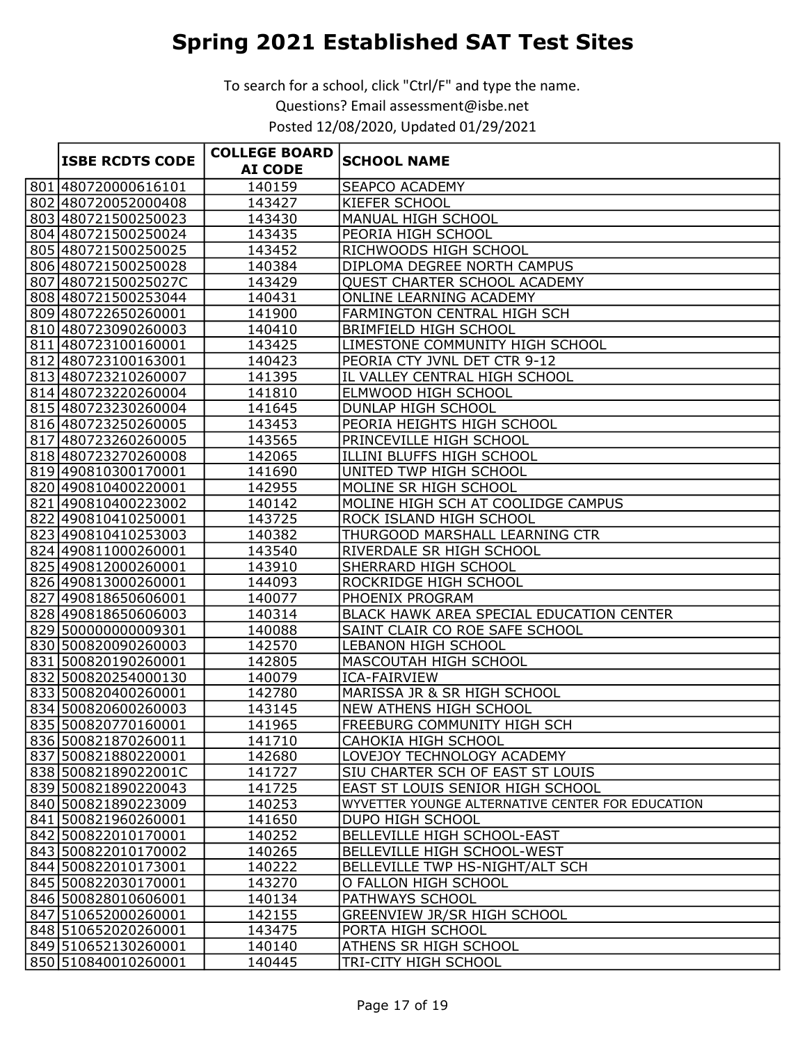# Spring 2021 Established SAT Test Sites

To search for a school, click "Ctrl/F" and type the name.

Questions? Email assessment@isbe.net

Posted 12/08/2020, Updated 01/29/2021

| | ISBE RCDTS CODE | COLLEGE BOARD AI CODE | SCHOOL NAME |
|---|---|---|---|
| 801 | 480720000616101 | 140159 | SEAPCO ACADEMY |
| 802 | 480720052000408 | 143427 | KIEFER SCHOOL |
| 803 | 480721500250023 | 143430 | MANUAL HIGH SCHOOL |
| 804 | 480721500250024 | 143435 | PEORIA HIGH SCHOOL |
| 805 | 480721500250025 | 143452 | RICHWOODS HIGH SCHOOL |
| 806 | 480721500250028 | 140384 | DIPLOMA DEGREE NORTH CAMPUS |
| 807 | 48072150025027C | 143429 | QUEST CHARTER SCHOOL ACADEMY |
| 808 | 480721500253044 | 140431 | ONLINE LEARNING ACADEMY |
| 809 | 480722650260001 | 141900 | FARMINGTON CENTRAL HIGH SCH |
| 810 | 480723090260003 | 140410 | BRIMFIELD HIGH SCHOOL |
| 811 | 480723100160001 | 143425 | LIMESTONE COMMUNITY HIGH SCHOOL |
| 812 | 480723100163001 | 140423 | PEORIA CTY JVNL DET CTR 9-12 |
| 813 | 480723210260007 | 141395 | IL VALLEY CENTRAL HIGH SCHOOL |
| 814 | 480723220260004 | 141810 | ELMWOOD HIGH SCHOOL |
| 815 | 480723230260004 | 141645 | DUNLAP HIGH SCHOOL |
| 816 | 480723250260005 | 143453 | PEORIA HEIGHTS HIGH SCHOOL |
| 817 | 480723260260005 | 143565 | PRINCEVILLE HIGH SCHOOL |
| 818 | 480723270260008 | 142065 | ILLINI BLUFFS HIGH SCHOOL |
| 819 | 490810300170001 | 141690 | UNITED TWP HIGH SCHOOL |
| 820 | 490810400220001 | 142955 | MOLINE SR HIGH SCHOOL |
| 821 | 490810400223002 | 140142 | MOLINE HIGH SCH AT COOLIDGE CAMPUS |
| 822 | 490810410250001 | 143725 | ROCK ISLAND HIGH SCHOOL |
| 823 | 490810410253003 | 140382 | THURGOOD MARSHALL LEARNING CTR |
| 824 | 490811000260001 | 143540 | RIVERDALE SR HIGH SCHOOL |
| 825 | 490812000260001 | 143910 | SHERRARD HIGH SCHOOL |
| 826 | 490813000260001 | 144093 | ROCKRIDGE HIGH SCHOOL |
| 827 | 490818650606001 | 140077 | PHOENIX PROGRAM |
| 828 | 490818650606003 | 140314 | BLACK HAWK AREA SPECIAL EDUCATION CENTER |
| 829 | 500000000009301 | 140088 | SAINT CLAIR CO ROE SAFE SCHOOL |
| 830 | 500820090260003 | 142570 | LEBANON HIGH SCHOOL |
| 831 | 500820190260001 | 142805 | MASCOUTAH HIGH SCHOOL |
| 832 | 500820254000130 | 140079 | ICA-FAIRVIEW |
| 833 | 500820400260001 | 142780 | MARISSA JR & SR HIGH SCHOOL |
| 834 | 500820600260003 | 143145 | NEW ATHENS HIGH SCHOOL |
| 835 | 500820770160001 | 141965 | FREEBURG COMMUNITY HIGH SCH |
| 836 | 500821870260011 | 141710 | CAHOKIA HIGH SCHOOL |
| 837 | 500821880220001 | 142680 | LOVEJOY TECHNOLOGY ACADEMY |
| 838 | 50082189022001C | 141727 | SIU CHARTER SCH OF EAST ST LOUIS |
| 839 | 500821890220043 | 141725 | EAST ST LOUIS SENIOR HIGH SCHOOL |
| 840 | 500821890223009 | 140253 | WYVETTER YOUNGE ALTERNATIVE CENTER FOR EDUCATION |
| 841 | 500821960260001 | 141650 | DUPO HIGH SCHOOL |
| 842 | 500822010170001 | 140252 | BELLEVILLE HIGH SCHOOL-EAST |
| 843 | 500822010170002 | 140265 | BELLEVILLE HIGH SCHOOL-WEST |
| 844 | 500822010173001 | 140222 | BELLEVILLE TWP HS-NIGHT/ALT SCH |
| 845 | 500822030170001 | 143270 | O FALLON HIGH SCHOOL |
| 846 | 500828010606001 | 140134 | PATHWAYS SCHOOL |
| 847 | 510652000260001 | 142155 | GREENVIEW JR/SR HIGH SCHOOL |
| 848 | 510652020260001 | 143475 | PORTA HIGH SCHOOL |
| 849 | 510652130260001 | 140140 | ATHENS SR HIGH SCHOOL |
| 850 | 510840010260001 | 140445 | TRI-CITY HIGH SCHOOL |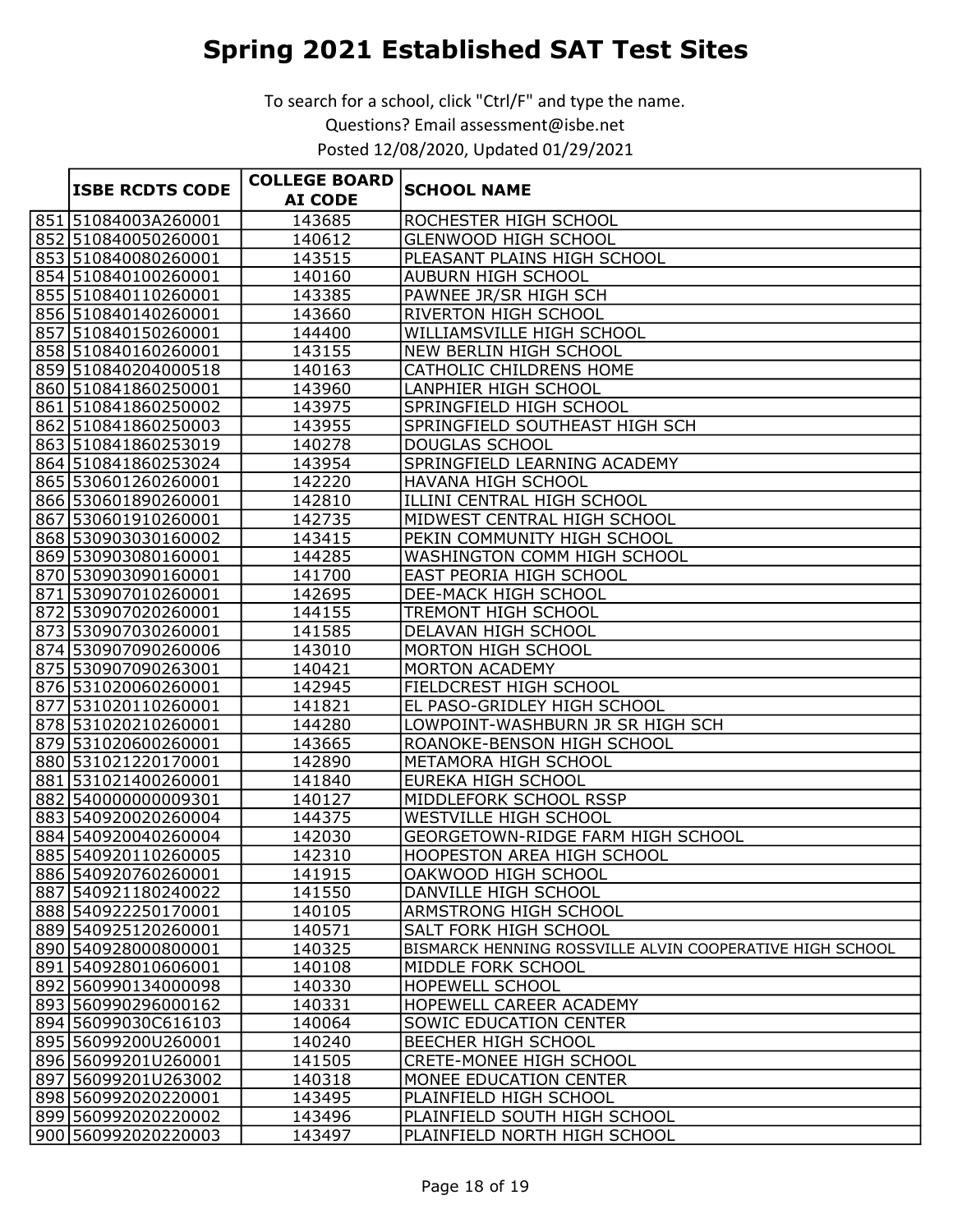# Spring 2021 Established SAT Test Sites

To search for a school, click "Ctrl/F" and type the name.

Questions? Email assessment@isbe.net

Posted 12/08/2020, Updated 01/29/2021

| | ISBE RCDTS CODE | COLLEGE BOARD AI CODE | SCHOOL NAME |
|---|---|---|---|
| 851 | 51084003A260001 | 143685 | ROCHESTER HIGH SCHOOL |
| 852 | 510840050260001 | 140612 | GLENWOOD HIGH SCHOOL |
| 853 | 510840080260001 | 143515 | PLEASANT PLAINS HIGH SCHOOL |
| 854 | 510840100260001 | 140160 | AUBURN HIGH SCHOOL |
| 855 | 510840110260001 | 143385 | PAWNEE JR/SR HIGH SCH |
| 856 | 510840140260001 | 143660 | RIVERTON HIGH SCHOOL |
| 857 | 510840150260001 | 144400 | WILLIAMSVILLE HIGH SCHOOL |
| 858 | 510840160260001 | 143155 | NEW BERLIN HIGH SCHOOL |
| 859 | 510840204000518 | 140163 | CATHOLIC CHILDRENS HOME |
| 860 | 510841860250001 | 143960 | LANPHIER HIGH SCHOOL |
| 861 | 510841860250002 | 143975 | SPRINGFIELD HIGH SCHOOL |
| 862 | 510841860250003 | 143955 | SPRINGFIELD SOUTHEAST HIGH SCH |
| 863 | 510841860253019 | 140278 | DOUGLAS SCHOOL |
| 864 | 510841860253024 | 143954 | SPRINGFIELD LEARNING ACADEMY |
| 865 | 530601260260001 | 142220 | HAVANA HIGH SCHOOL |
| 866 | 530601890260001 | 142810 | ILLINI CENTRAL HIGH SCHOOL |
| 867 | 530601910260001 | 142735 | MIDWEST CENTRAL HIGH SCHOOL |
| 868 | 530903030160002 | 143415 | PEKIN COMMUNITY HIGH SCHOOL |
| 869 | 530903080160001 | 144285 | WASHINGTON COMM HIGH SCHOOL |
| 870 | 530903090160001 | 141700 | EAST PEORIA HIGH SCHOOL |
| 871 | 530907010260001 | 142695 | DEE-MACK HIGH SCHOOL |
| 872 | 530907020260001 | 144155 | TREMONT HIGH SCHOOL |
| 873 | 530907030260001 | 141585 | DELAVAN HIGH SCHOOL |
| 874 | 530907090260006 | 143010 | MORTON HIGH SCHOOL |
| 875 | 530907090263001 | 140421 | MORTON ACADEMY |
| 876 | 531020060260001 | 142945 | FIELDCREST HIGH SCHOOL |
| 877 | 531020110260001 | 141821 | EL PASO-GRIDLEY HIGH SCHOOL |
| 878 | 531020210260001 | 144280 | LOWPOINT-WASHBURN JR SR HIGH SCH |
| 879 | 531020600260001 | 143665 | ROANOKE-BENSON HIGH SCHOOL |
| 880 | 531021220170001 | 142890 | METAMORA HIGH SCHOOL |
| 881 | 531021400260001 | 141840 | EUREKA HIGH SCHOOL |
| 882 | 540000000009301 | 140127 | MIDDLEFORK SCHOOL RSSP |
| 883 | 540920020260004 | 144375 | WESTVILLE HIGH SCHOOL |
| 884 | 540920040260004 | 142030 | GEORGETOWN-RIDGE FARM HIGH SCHOOL |
| 885 | 540920110260005 | 142310 | HOOPESTON AREA HIGH SCHOOL |
| 886 | 540920760260001 | 141915 | OAKWOOD HIGH SCHOOL |
| 887 | 540921180240022 | 141550 | DANVILLE HIGH SCHOOL |
| 888 | 540922250170001 | 140105 | ARMSTRONG HIGH SCHOOL |
| 889 | 540925120260001 | 140571 | SALT FORK HIGH SCHOOL |
| 890 | 540928000800001 | 140325 | BISMARCK HENNING ROSSVILLE ALVIN COOPERATIVE HIGH SCHOOL |
| 891 | 540928010606001 | 140108 | MIDDLE FORK SCHOOL |
| 892 | 560990134000098 | 140330 | HOPEWELL SCHOOL |
| 893 | 560990296000162 | 140331 | HOPEWELL CAREER ACADEMY |
| 894 | 56099030C616103 | 140064 | SOWIC EDUCATION CENTER |
| 895 | 56099200U260001 | 140240 | BEECHER HIGH SCHOOL |
| 896 | 56099201U260001 | 141505 | CRETE-MONEE HIGH SCHOOL |
| 897 | 56099201U263002 | 140318 | MONEE EDUCATION CENTER |
| 898 | 560992020220001 | 143495 | PLAINFIELD HIGH SCHOOL |
| 899 | 560992020220002 | 143496 | PLAINFIELD SOUTH HIGH SCHOOL |
| 900 | 560992020220003 | 143497 | PLAINFIELD NORTH HIGH SCHOOL |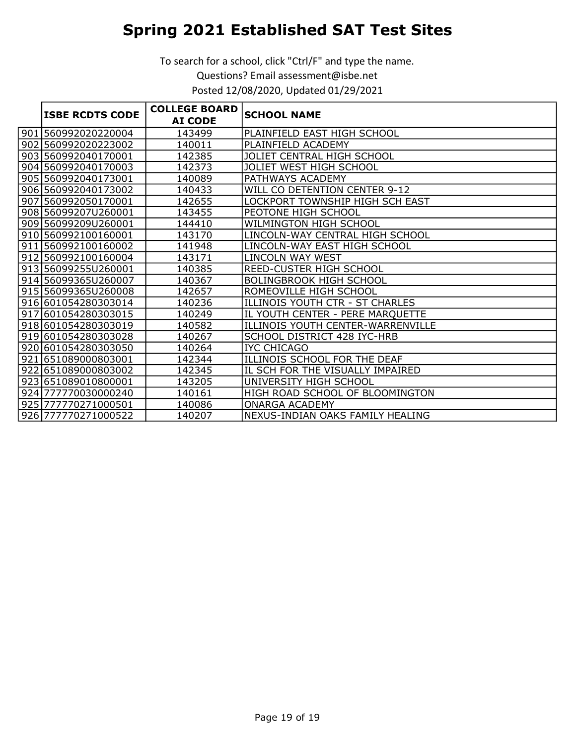# Spring 2021 Established SAT Test Sites

To search for a school, click "Ctrl/F" and type the name.
Questions? Email assessment@isbe.net
Posted 12/08/2020, Updated 01/29/2021

| | ISBE RCDTS CODE | COLLEGE BOARD AI CODE | SCHOOL NAME |
|---|---|---|---|
| 901 | 560992020220004 | 143499 | PLAINFIELD EAST HIGH SCHOOL |
| 902 | 560992020223002 | 140011 | PLAINFIELD ACADEMY |
| 903 | 560992040170001 | 142385 | JOLIET CENTRAL HIGH SCHOOL |
| 904 | 560992040170003 | 142373 | JOLIET WEST HIGH SCHOOL |
| 905 | 560992040173001 | 140089 | PATHWAYS ACADEMY |
| 906 | 560992040173002 | 140433 | WILL CO DETENTION CENTER 9-12 |
| 907 | 560992050170001 | 142655 | LOCKPORT TOWNSHIP HIGH SCH EAST |
| 908 | 56099207U260001 | 143455 | PEOTONE HIGH SCHOOL |
| 909 | 56099209U260001 | 144410 | WILMINGTON HIGH SCHOOL |
| 910 | 560992100160001 | 143170 | LINCOLN-WAY CENTRAL HIGH SCHOOL |
| 911 | 560992100160002 | 141948 | LINCOLN-WAY EAST HIGH SCHOOL |
| 912 | 560992100160004 | 143171 | LINCOLN WAY WEST |
| 913 | 56099255U260001 | 140385 | REED-CUSTER HIGH SCHOOL |
| 914 | 56099365U260007 | 140367 | BOLINGBROOK HIGH SCHOOL |
| 915 | 56099365U260008 | 142657 | ROMEOVILLE HIGH SCHOOL |
| 916 | 601054280303014 | 140236 | ILLINOIS YOUTH CTR - ST CHARLES |
| 917 | 601054280303015 | 140249 | IL YOUTH CENTER - PERE MARQUETTE |
| 918 | 601054280303019 | 140582 | ILLINOIS YOUTH CENTER-WARRENVILLE |
| 919 | 601054280303028 | 140267 | SCHOOL DISTRICT 428 IYC-HRB |
| 920 | 601054280303050 | 140264 | IYC CHICAGO |
| 921 | 651089000803001 | 142344 | ILLINOIS SCHOOL FOR THE DEAF |
| 922 | 651089000803002 | 142345 | IL SCH FOR THE VISUALLY IMPAIRED |
| 923 | 651089010800001 | 143205 | UNIVERSITY HIGH SCHOOL |
| 924 | 777770030000240 | 140161 | HIGH ROAD SCHOOL OF BLOOMINGTON |
| 925 | 777770271000501 | 140086 | ONARGA ACADEMY |
| 926 | 777770271000522 | 140207 | NEXUS-INDIAN OAKS FAMILY HEALING |